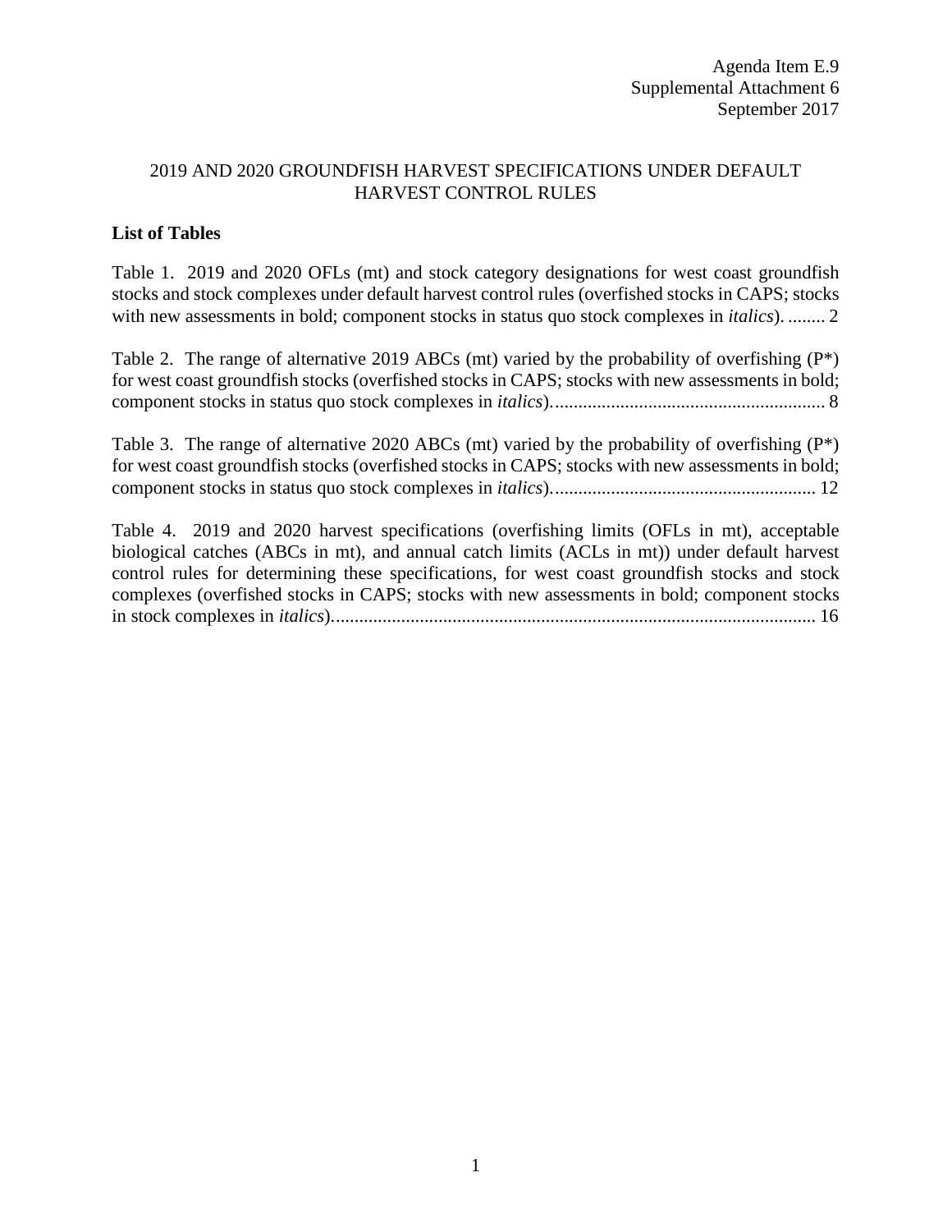Agenda Item E.9
Supplemental Attachment 6
September 2017

# 2019 AND 2020 GROUNDFISH HARVEST SPECIFICATIONS UNDER DEFAULT HARVEST CONTROL RULES

**List of Tables**

Table 1. 2019 and 2020 OFLs (mt) and stock category designations for west coast groundfish stocks and stock complexes under default harvest control rules (overfished stocks in CAPS; stocks with new assessments in bold; component stocks in status quo stock complexes in *italics*). ........ 2

Table 2. The range of alternative 2019 ABCs (mt) varied by the probability of overfishing (P*) for west coast groundfish stocks (overfished stocks in CAPS; stocks with new assessments in bold; component stocks in status quo stock complexes in *italics*). ......................................................... 8

Table 3. The range of alternative 2020 ABCs (mt) varied by the probability of overfishing (P*) for west coast groundfish stocks (overfished stocks in CAPS; stocks with new assessments in bold; component stocks in status quo stock complexes in *italics*). ....................................................... 12

Table 4. 2019 and 2020 harvest specifications (overfishing limits (OFLs in mt), acceptable biological catches (ABCs in mt), and annual catch limits (ACLs in mt)) under default harvest control rules for determining these specifications, for west coast groundfish stocks and stock complexes (overfished stocks in CAPS; stocks with new assessments in bold; component stocks in stock complexes in *italics*). ....................................................................................................... 16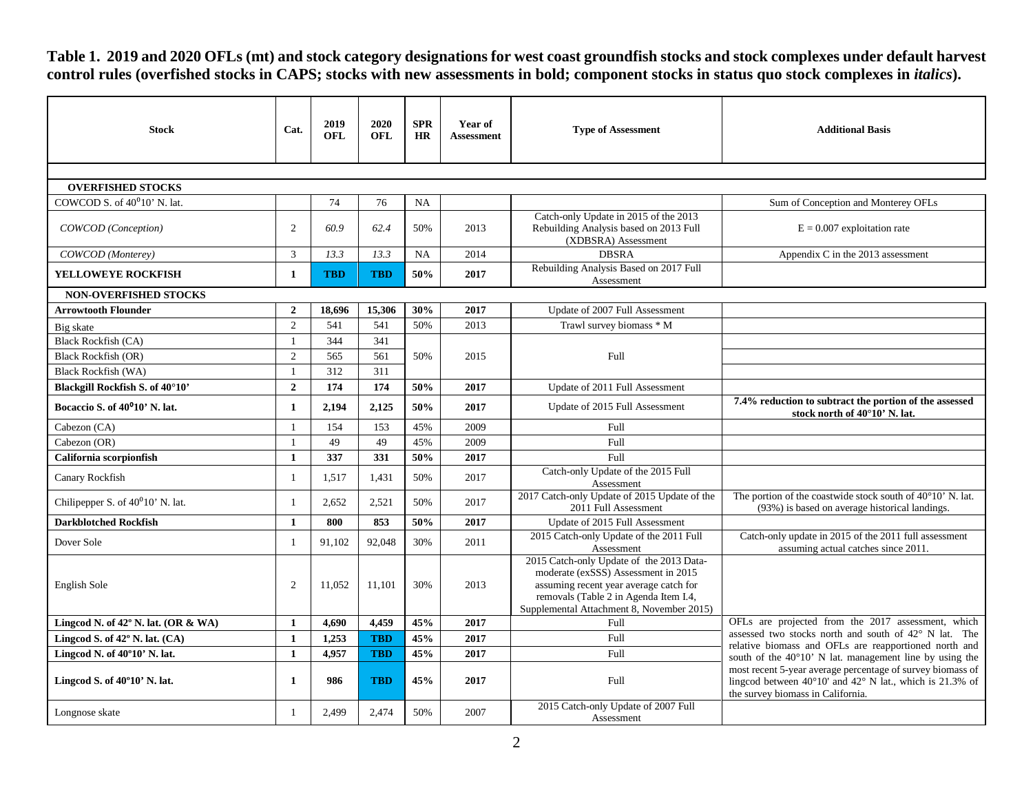**Table 1. 2019 and 2020 OFLs (mt) and stock category designations for west coast groundfish stocks and stock complexes under default harvest control rules (overfished stocks in CAPS; stocks with new assessments in bold; component stocks in status quo stock complexes in *italics*).**

| Stock | Cat. | 2019 OFL | 2020 OFL | SPR HR | Year of Assessment | Type of Assessment | Additional Basis |
|---|---|---|---|---|---|---|---|
| **OVERFISHED STOCKS** | | | | | | | |
| COWCOD S. of $40^0$10' N. lat. | | 74 | 76 | NA | | | Sum of Conception and Monterey OFLs |
| *COWCOD (Conception)* | 2 | *60.9* | *62.4* | 50% | 2013 | Catch-only Update in 2015 of the 2013 Rebuilding Analysis based on 2013 Full (XDBSRA) Assessment | E = 0.007 exploitation rate |
| *COWCOD (Monterey)* | 3 | *13.3* | *13.3* | NA | 2014 | DBSRA | Appendix C in the 2013 assessment |
| **YELLOWEYE ROCKFISH** | **1** | **TBD** | **TBD** | **50%** | **2017** | Rebuilding Analysis Based on 2017 Full Assessment | |
| **NON-OVERFISHED STOCKS** | | | | | | | |
| **Arrowtooth Flounder** | **2** | **18,696** | **15,306** | **30%** | **2017** | Update of 2007 Full Assessment | |
| Big skate | 2 | 541 | 541 | 50% | 2013 | Trawl survey biomass * M | |
| Black Rockfish (CA) | 1 | 344 | 341 | 50% | 2015 | Full | |
| Black Rockfish (OR) | 2 | 565 | 561 | | | | |
| Black Rockfish (WA) | 1 | 312 | 311 | | | | |
| **Blackgill Rockfish S. of 40°10'** | **2** | **174** | **174** | **50%** | **2017** | Update of 2011 Full Assessment | |
| **Bocaccio S. of $40^0$10' N. lat.** | **1** | **2,194** | **2,125** | **50%** | **2017** | Update of 2015 Full Assessment | **7.4% reduction to subtract the portion of the assessed stock north of 40°10' N. lat.** |
| Cabezon (CA) | 1 | 154 | 153 | 45% | 2009 | Full | |
| Cabezon (OR) | 1 | 49 | 49 | 45% | 2009 | Full | |
| **California scorpionfish** | **1** | **337** | **331** | **50%** | **2017** | Full | |
| Canary Rockfish | 1 | 1,517 | 1,431 | 50% | 2017 | Catch-only Update of the 2015 Full Assessment | |
| Chilipepper S. of $40^0$10' N. lat. | 1 | 2,652 | 2,521 | 50% | 2017 | 2017 Catch-only Update of 2015 Update of the 2011 Full Assessment | The portion of the coastwide stock south of 40°10' N. lat. (93%) is based on average historical landings. |
| **Darkblotched Rockfish** | **1** | **800** | **853** | **50%** | **2017** | Update of 2015 Full Assessment | |
| Dover Sole | 1 | 91,102 | 92,048 | 30% | 2011 | 2015 Catch-only Update of the 2011 Full Assessment | Catch-only update in 2015 of the 2011 full assessment assuming actual catches since 2011. |
| English Sole | 2 | 11,052 | 11,101 | 30% | 2013 | 2015 Catch-only Update of the 2013 Data-moderate (exSSS) Assessment in 2015 assuming recent year average catch for removals (Table 2 in Agenda Item I.4, Supplemental Attachment 8, November 2015) | |
| **Lingcod N. of 42º N. lat. (OR & WA)** | **1** | **4,690** | **4,459** | **45%** | **2017** | Full | OFLs are projected from the 2017 assessment, which assessed two stocks north and south of 42° N lat. The relative biomass and OFLs are reapportioned north and south of the 40°10' N lat. management line by using the most recent 5-year average percentage of survey biomass of lingcod between 40°10' and 42° N lat., which is 21.3% of the survey biomass in California. |
| **Lingcod S. of 42º N. lat. (CA)** | **1** | **1,253** | **TBD** | **45%** | **2017** | Full | |
| **Lingcod N. of 40º10' N. lat.** | **1** | **4,957** | **TBD** | **45%** | **2017** | Full | |
| **Lingcod S. of 40º10' N. lat.** | **1** | **986** | **TBD** | **45%** | **2017** | Full | |
| Longnose skate | 1 | 2,499 | 2,474 | 50% | 2007 | 2015 Catch-only Update of 2007 Full Assessment | |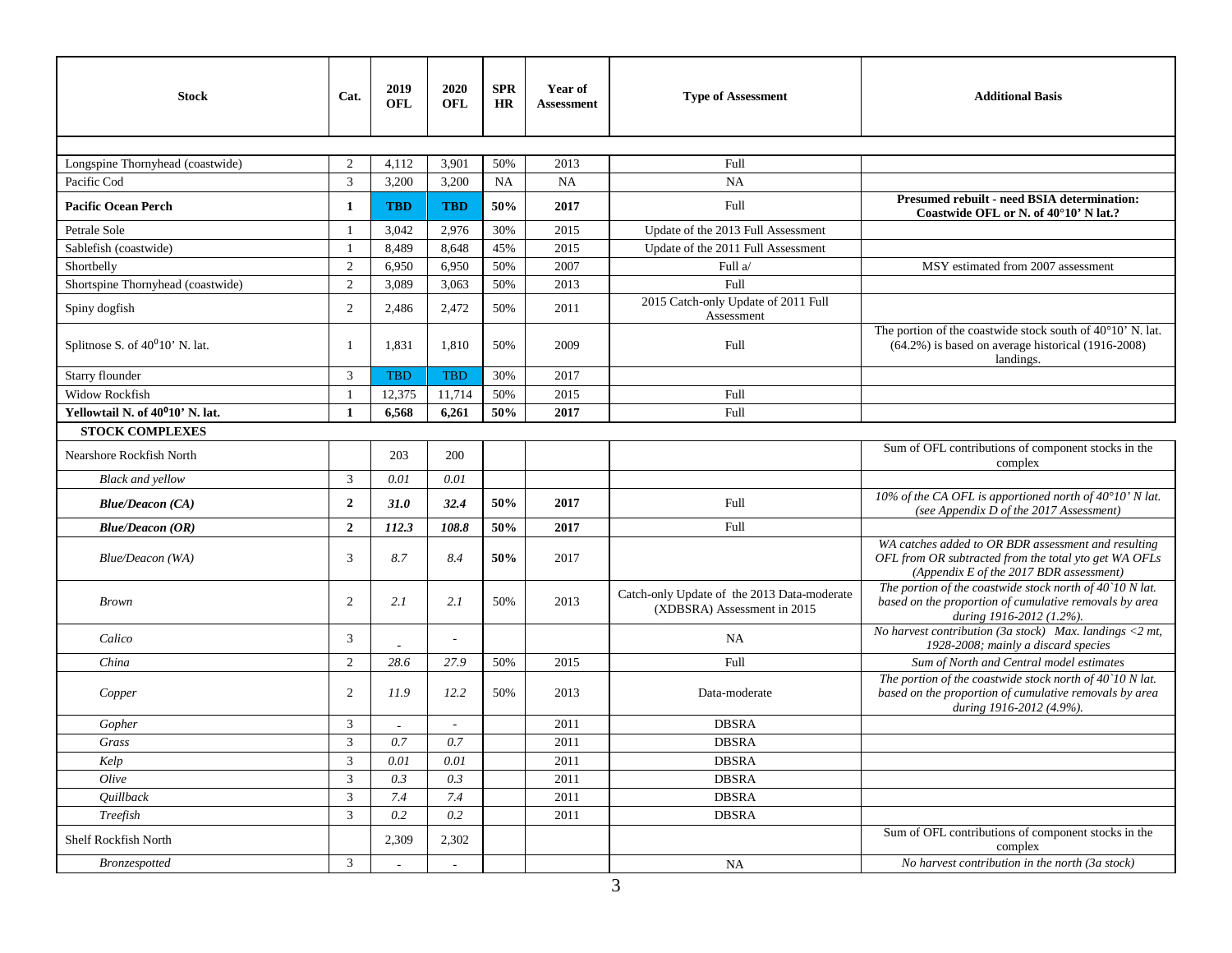| Stock | Cat. | 2019 OFL | 2020 OFL | SPR HR | Year of Assessment | Type of Assessment | Additional Basis |
|---|---|---|---|---|---|---|---|
| | | | | | | | |
| Longspine Thornyhead (coastwide) | 2 | 4,112 | 3,901 | 50% | 2013 | Full | |
| Pacific Cod | 3 | 3,200 | 3,200 | NA | NA | NA | |
| **Pacific Ocean Perch** | **1** | **TBD** | **TBD** | **50%** | **2017** | Full | **Presumed rebuilt - need BSIA determination: Coastwide OFL or N. of 40°10' N lat.?** |
| Petrale Sole | 1 | 3,042 | 2,976 | 30% | 2015 | Update of the 2013 Full Assessment | |
| Sablefish (coastwide) | 1 | 8,489 | 8,648 | 45% | 2015 | Update of the 2011 Full Assessment | |
| Shortbelly | 2 | 6,950 | 6,950 | 50% | 2007 | Full a/ | MSY estimated from 2007 assessment |
| Shortspine Thornyhead (coastwide) | 2 | 3,089 | 3,063 | 50% | 2013 | Full | |
| Spiny dogfish | 2 | 2,486 | 2,472 | 50% | 2011 | 2015 Catch-only Update of 2011 Full Assessment | |
| Splitnose S. of 40°10' N. lat. | 1 | 1,831 | 1,810 | 50% | 2009 | Full | The portion of the coastwide stock south of 40°10' N. lat. (64.2%) is based on average historical (1916-2008) landings. |
| Starry flounder | 3 | TBD | TBD | 30% | 2017 | | |
| Widow Rockfish | 1 | 12,375 | 11,714 | 50% | 2015 | Full | |
| **Yellowtail N. of 40°10' N. lat.** | **1** | **6,568** | **6,261** | **50%** | **2017** | Full | |
| **STOCK COMPLEXES** | | | | | | | |
| Nearshore Rockfish North | | 203 | 200 | | | | Sum of OFL contributions of component stocks in the complex |
| *Black and yellow* | 3 | *0.01* | *0.01* | | | | |
| ***Blue/Deacon (CA)*** | **2** | ***31.0*** | ***32.4*** | **50%** | **2017** | Full | *10% of the CA OFL is apportioned north of 40°10' N lat. (see Appendix D of the 2017 Assessment)* |
| ***Blue/Deacon (OR)*** | **2** | ***112.3*** | ***108.8*** | **50%** | **2017** | Full | |
| *Blue/Deacon (WA)* | 3 | *8.7* | *8.4* | **50%** | 2017 | | *WA catches added to OR BDR assessment and resulting OFL from OR subtracted from the total yto get WA OFLs (Appendix E of the 2017 BDR assessment)* |
| *Brown* | 2 | *2.1* | *2.1* | 50% | 2013 | Catch-only Update of the 2013 Data-moderate (XDBSRA) Assessment in 2015 | *The portion of the coastwide stock north of 40`10 N lat. based on the proportion of cumulative removals by area during 1916-2012 (1.2%).* |
| *Calico* | 3 | - | - | | | NA | *No harvest contribution (3a stock) Max. landings <2 mt, 1928-2008; mainly a discard species* |
| *China* | 2 | *28.6* | *27.9* | 50% | 2015 | Full | *Sum of North and Central model estimates* |
| *Copper* | 2 | *11.9* | *12.2* | 50% | 2013 | Data-moderate | *The portion of the coastwide stock north of 40`10 N lat. based on the proportion of cumulative removals by area during 1916-2012 (4.9%).* |
| *Gopher* | 3 | - | - | | 2011 | DBSRA | |
| *Grass* | 3 | *0.7* | *0.7* | | 2011 | DBSRA | |
| *Kelp* | 3 | *0.01* | *0.01* | | 2011 | DBSRA | |
| *Olive* | 3 | *0.3* | *0.3* | | 2011 | DBSRA | |
| *Quillback* | 3 | *7.4* | *7.4* | | 2011 | DBSRA | |
| *Treefish* | 3 | *0.2* | *0.2* | | 2011 | DBSRA | |
| Shelf Rockfish North | | 2,309 | 2,302 | | | | Sum of OFL contributions of component stocks in the complex |
| *Bronzespotted* | 3 | - | - | | | NA | *No harvest contribution in the north (3a stock)* |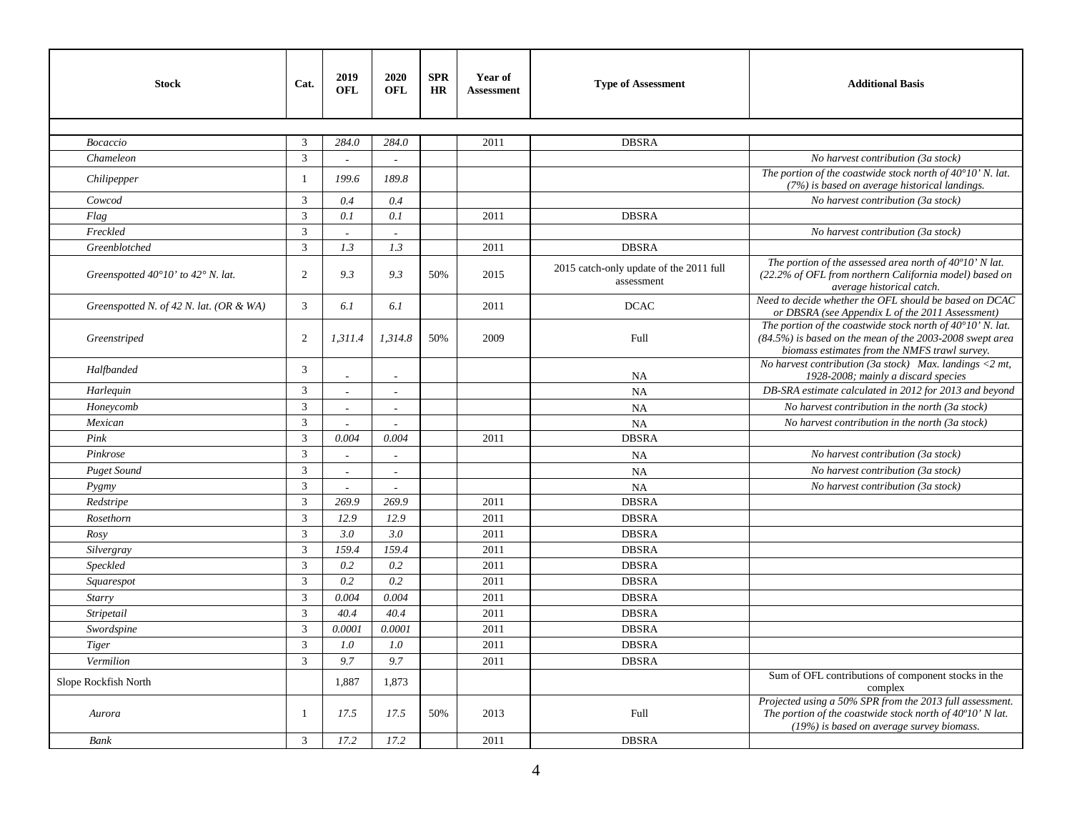| Stock | Cat. | 2019 OFL | 2020 OFL | SPR HR | Year of Assessment | Type of Assessment | Additional Basis |
|---|---|---|---|---|---|---|---|
| | | | | | | | |
| *Bocaccio* | 3 | *284.0* | *284.0* | | 2011 | DBSRA | |
| *Chameleon* | 3 | - | - | | | | *No harvest contribution (3a stock)* |
| *Chilipepper* | 1 | *199.6* | *189.8* | | | | *The portion of the coastwide stock north of 40°10' N. lat. (7%) is based on average historical landings.* |
| *Cowcod* | 3 | *0.4* | *0.4* | | | | *No harvest contribution (3a stock)* |
| *Flag* | 3 | *0.1* | *0.1* | | 2011 | DBSRA | |
| *Freckled* | 3 | - | - | | | | *No harvest contribution (3a stock)* |
| *Greenblotched* | 3 | *1.3* | *1.3* | | 2011 | DBSRA | |
| *Greenspotted 40°10' to 42° N. lat.* | 2 | *9.3* | *9.3* | 50% | 2015 | 2015 catch-only update of the 2011 full assessment | *The portion of the assessed area north of 40º10' N lat. (22.2% of OFL from northern California model) based on average historical catch.* |
| *Greenspotted N. of 42 N. lat. (OR & WA)* | 3 | *6.1* | *6.1* | | 2011 | DCAC | *Need to decide whether the OFL should be based on DCAC or DBSRA (see Appendix L of the 2011 Assessment)* |
| *Greenstriped* | 2 | *1,311.4* | *1,314.8* | 50% | 2009 | Full | *The portion of the coastwide stock north of 40°10' N. lat. (84.5%) is based on the mean of the 2003-2008 swept area biomass estimates from the NMFS trawl survey.* |
| *Halfbanded* | 3 | - | - | | | NA | *No harvest contribution (3a stock) Max. landings <2 mt, 1928-2008; mainly a discard species* |
| *Harlequin* | 3 | - | - | | | NA | *DB-SRA estimate calculated in 2012 for 2013 and beyond* |
| *Honeycomb* | 3 | - | - | | | NA | *No harvest contribution in the north (3a stock)* |
| *Mexican* | 3 | - | - | | | NA | *No harvest contribution in the north (3a stock)* |
| *Pink* | 3 | *0.004* | *0.004* | | 2011 | DBSRA | |
| *Pinkrose* | 3 | - | - | | | NA | *No harvest contribution (3a stock)* |
| *Puget Sound* | 3 | - | - | | | NA | *No harvest contribution (3a stock)* |
| *Pygmy* | 3 | - | - | | | NA | *No harvest contribution (3a stock)* |
| *Redstripe* | 3 | *269.9* | *269.9* | | 2011 | DBSRA | |
| *Rosethorn* | 3 | *12.9* | *12.9* | | 2011 | DBSRA | |
| *Rosy* | 3 | *3.0* | *3.0* | | 2011 | DBSRA | |
| *Silvergray* | 3 | *159.4* | *159.4* | | 2011 | DBSRA | |
| *Speckled* | 3 | *0.2* | *0.2* | | 2011 | DBSRA | |
| *Squarespot* | 3 | *0.2* | *0.2* | | 2011 | DBSRA | |
| *Starry* | 3 | *0.004* | *0.004* | | 2011 | DBSRA | |
| *Stripetail* | 3 | *40.4* | *40.4* | | 2011 | DBSRA | |
| *Swordspine* | 3 | *0.0001* | *0.0001* | | 2011 | DBSRA | |
| *Tiger* | 3 | *1.0* | *1.0* | | 2011 | DBSRA | |
| *Vermilion* | 3 | *9.7* | *9.7* | | 2011 | DBSRA | |
| Slope Rockfish North | | 1,887 | 1,873 | | | | Sum of OFL contributions of component stocks in the complex |
| *Aurora* | 1 | *17.5* | *17.5* | 50% | 2013 | Full | *Projected using a 50% SPR from the 2013 full assessment. The portion of the coastwide stock north of 40º10' N lat. (19%) is based on average survey biomass.* |
| *Bank* | 3 | *17.2* | *17.2* | | 2011 | DBSRA | |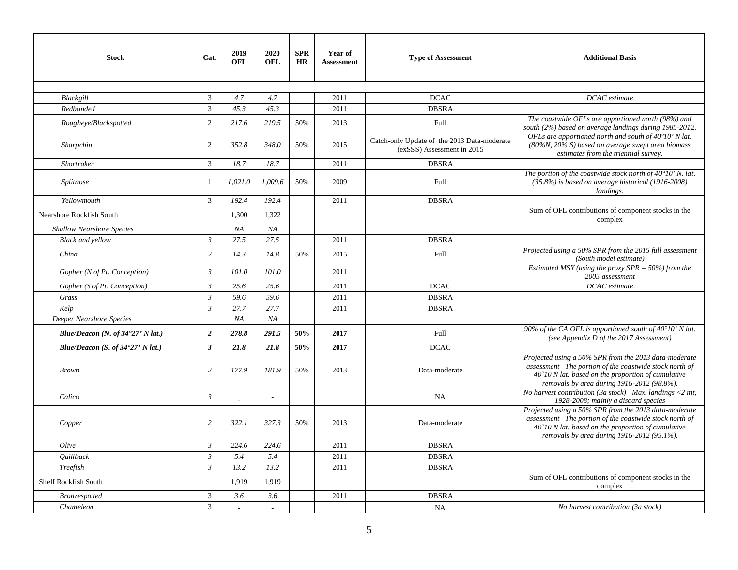| Stock | Cat. | 2019 OFL | 2020 OFL | SPR HR | Year of Assessment | Type of Assessment | Additional Basis |
|---|---|---|---|---|---|---|---|
| | | | | | | | |
| *Blackgill* | 3 | *4.7* | *4.7* | | 2011 | DCAC | *DCAC estimate.* |
| *Redbanded* | 3 | *45.3* | *45.3* | | 2011 | DBSRA | |
| *Rougheye/Blackspotted* | 2 | *217.6* | *219.5* | 50% | 2013 | Full | *The coastwide OFLs are apportioned north (98%) and south (2%) based on average landings during 1985-2012.* |
| *Sharpchin* | 2 | *352.8* | *348.0* | 50% | 2015 | Catch-only Update of the 2013 Data-moderate (exSSS) Assessment in 2015 | *OFLs are apportioned north and south of 40º10' N lat. (80%N, 20% S) based on average swept area biomass estimates from the triennial survey.* |
| *Shortraker* | 3 | *18.7* | *18.7* | | 2011 | DBSRA | |
| *Splitnose* | 1 | *1,021.0* | *1,009.6* | 50% | 2009 | Full | *The portion of the coastwide stock north of 40°10' N. lat. (35.8%) is based on average historical (1916-2008) landings.* |
| *Yellowmouth* | 3 | *192.4* | *192.4* | | 2011 | DBSRA | |
| Nearshore Rockfish South | | 1,300 | 1,322 | | | | Sum of OFL contributions of component stocks in the complex |
| *Shallow Nearshore Species* | | *NA* | *NA* | | | | |
| *Black and yellow* | *3* | *27.5* | *27.5* | | 2011 | DBSRA | |
| *China* | *2* | *14.3* | *14.8* | 50% | 2015 | Full | *Projected using a 50% SPR from the 2015 full assessment (South model estimate)* |
| *Gopher (N of Pt. Conception)* | *3* | *101.0* | *101.0* | | 2011 | | *Estimated MSY (using the proxy SPR = 50%) from the 2005 assessment* |
| *Gopher (S of Pt. Conception)* | *3* | *25.6* | *25.6* | | 2011 | DCAC | *DCAC estimate.* |
| *Grass* | *3* | *59.6* | *59.6* | | 2011 | DBSRA | |
| *Kelp* | *3* | *27.7* | *27.7* | | 2011 | DBSRA | |
| *Deeper Nearshore Species* | | *NA* | *NA* | | | | |
| ***Blue/Deacon (N. of 34°27' N lat.)*** | ***2*** | ***278.8*** | ***291.5*** | **50%** | **2017** | Full | *90% of the CA OFL is apportioned south of 40°10' N lat. (see Appendix D of the 2017 Assessment)* |
| ***Blue/Deacon (S. of 34°27' N lat.)*** | ***3*** | ***21.8*** | ***21.8*** | **50%** | **2017** | DCAC | |
| *Brown* | *2* | *177.9* | *181.9* | 50% | 2013 | Data-moderate | *Projected using a 50% SPR from the 2013 data-moderate assessment The portion of the coastwide stock north of 40`10 N lat. based on the proportion of cumulative removals by area during 1916-2012 (98.8%).* |
| *Calico* | *3* | - | - | | | NA | *No harvest contribution (3a stock) Max. landings <2 mt, 1928-2008; mainly a discard species* |
| *Copper* | *2* | *322.1* | *327.3* | 50% | 2013 | Data-moderate | *Projected using a 50% SPR from the 2013 data-moderate assessment The portion of the coastwide stock north of 40`10 N lat. based on the proportion of cumulative removals by area during 1916-2012 (95.1%).* |
| *Olive* | *3* | *224.6* | *224.6* | | 2011 | DBSRA | |
| *Quillback* | *3* | *5.4* | *5.4* | | 2011 | DBSRA | |
| *Treefish* | *3* | *13.2* | *13.2* | | 2011 | DBSRA | |
| Shelf Rockfish South | | 1,919 | 1,919 | | | | Sum of OFL contributions of component stocks in the complex |
| *Bronzespotted* | 3 | *3.6* | *3.6* | | 2011 | DBSRA | |
| *Chameleon* | 3 | - | - | | | NA | *No harvest contribution (3a stock)* |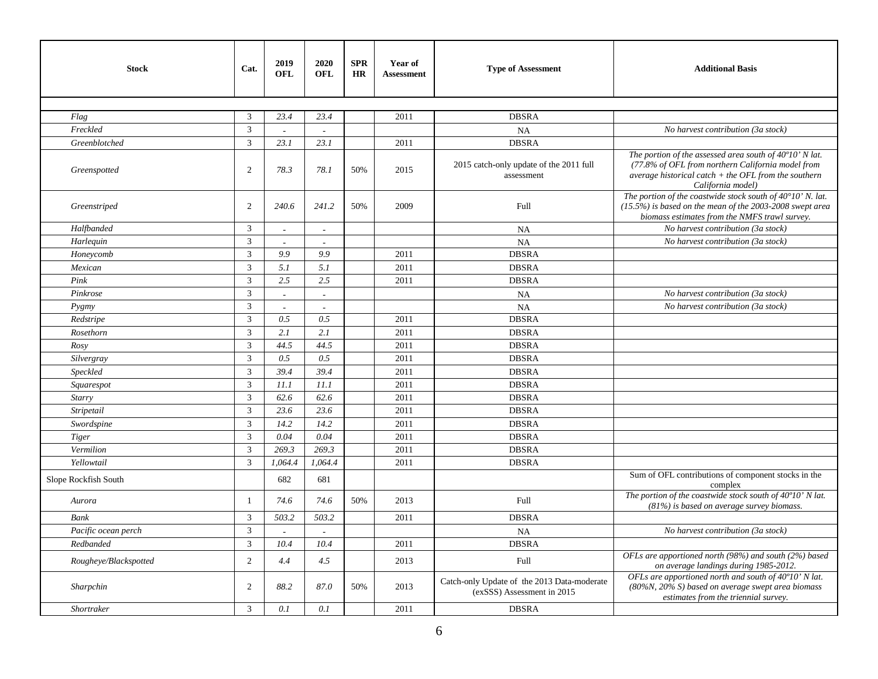| Stock | Cat. | 2019 OFL | 2020 OFL | SPR HR | Year of Assessment | Type of Assessment | Additional Basis |
|---|---|---|---|---|---|---|---|
| | | | | | | | |
| *Flag* | 3 | *23.4* | *23.4* | | 2011 | DBSRA | |
| *Freckled* | 3 | - | - | | | NA | *No harvest contribution (3a stock)* |
| *Greenblotched* | 3 | *23.1* | *23.1* | | 2011 | DBSRA | |
| *Greenspotted* | 2 | *78.3* | *78.1* | 50% | 2015 | 2015 catch-only update of the 2011 full assessment | *The portion of the assessed area south of 40º10' N lat. (77.8% of OFL from northern California model from average historical catch + the OFL from the southern California model)* |
| *Greenstriped* | 2 | *240.6* | *241.2* | 50% | 2009 | Full | *The portion of the coastwide stock south of 40°10' N. lat. (15.5%) is based on the mean of the 2003-2008 swept area biomass estimates from the NMFS trawl survey.* |
| *Halfbanded* | 3 | - | - | | | NA | *No harvest contribution (3a stock)* |
| *Harlequin* | 3 | - | - | | | NA | *No harvest contribution (3a stock)* |
| *Honeycomb* | 3 | *9.9* | *9.9* | | 2011 | DBSRA | |
| *Mexican* | 3 | *5.1* | *5.1* | | 2011 | DBSRA | |
| *Pink* | 3 | *2.5* | *2.5* | | 2011 | DBSRA | |
| *Pinkrose* | 3 | - | - | | | NA | *No harvest contribution (3a stock)* |
| *Pygmy* | 3 | - | - | | | NA | *No harvest contribution (3a stock)* |
| *Redstripe* | 3 | *0.5* | *0.5* | | 2011 | DBSRA | |
| *Rosethorn* | 3 | *2.1* | *2.1* | | 2011 | DBSRA | |
| *Rosy* | 3 | *44.5* | *44.5* | | 2011 | DBSRA | |
| *Silvergray* | 3 | *0.5* | *0.5* | | 2011 | DBSRA | |
| *Speckled* | 3 | *39.4* | *39.4* | | 2011 | DBSRA | |
| *Squarespot* | 3 | *11.1* | *11.1* | | 2011 | DBSRA | |
| *Starry* | 3 | *62.6* | *62.6* | | 2011 | DBSRA | |
| *Stripetail* | 3 | *23.6* | *23.6* | | 2011 | DBSRA | |
| *Swordspine* | 3 | *14.2* | *14.2* | | 2011 | DBSRA | |
| *Tiger* | 3 | *0.04* | *0.04* | | 2011 | DBSRA | |
| *Vermilion* | 3 | *269.3* | *269.3* | | 2011 | DBSRA | |
| *Yellowtail* | 3 | *1,064.4* | *1,064.4* | | 2011 | DBSRA | |
| Slope Rockfish South | | 682 | 681 | | | | Sum of OFL contributions of component stocks in the complex |
| *Aurora* | 1 | *74.6* | *74.6* | 50% | 2013 | Full | *The portion of the coastwide stock south of 40º10' N lat. (81%) is based on average survey biomass.* |
| *Bank* | 3 | *503.2* | *503.2* | | 2011 | DBSRA | |
| *Pacific ocean perch* | 3 | - | - | | | NA | *No harvest contribution (3a stock)* |
| *Redbanded* | 3 | *10.4* | *10.4* | | 2011 | DBSRA | |
| *Rougheye/Blackspotted* | 2 | *4.4* | *4.5* | | 2013 | Full | *OFLs are apportioned north (98%) and south (2%) based on average landings during 1985-2012.* |
| *Sharpchin* | 2 | *88.2* | *87.0* | 50% | 2013 | Catch-only Update of the 2013 Data-moderate (exSSS) Assessment in 2015 | *OFLs are apportioned north and south of 40º10' N lat. (80%N, 20% S) based on average swept area biomass estimates from the triennial survey.* |
| *Shortraker* | 3 | *0.1* | *0.1* | | 2011 | DBSRA | |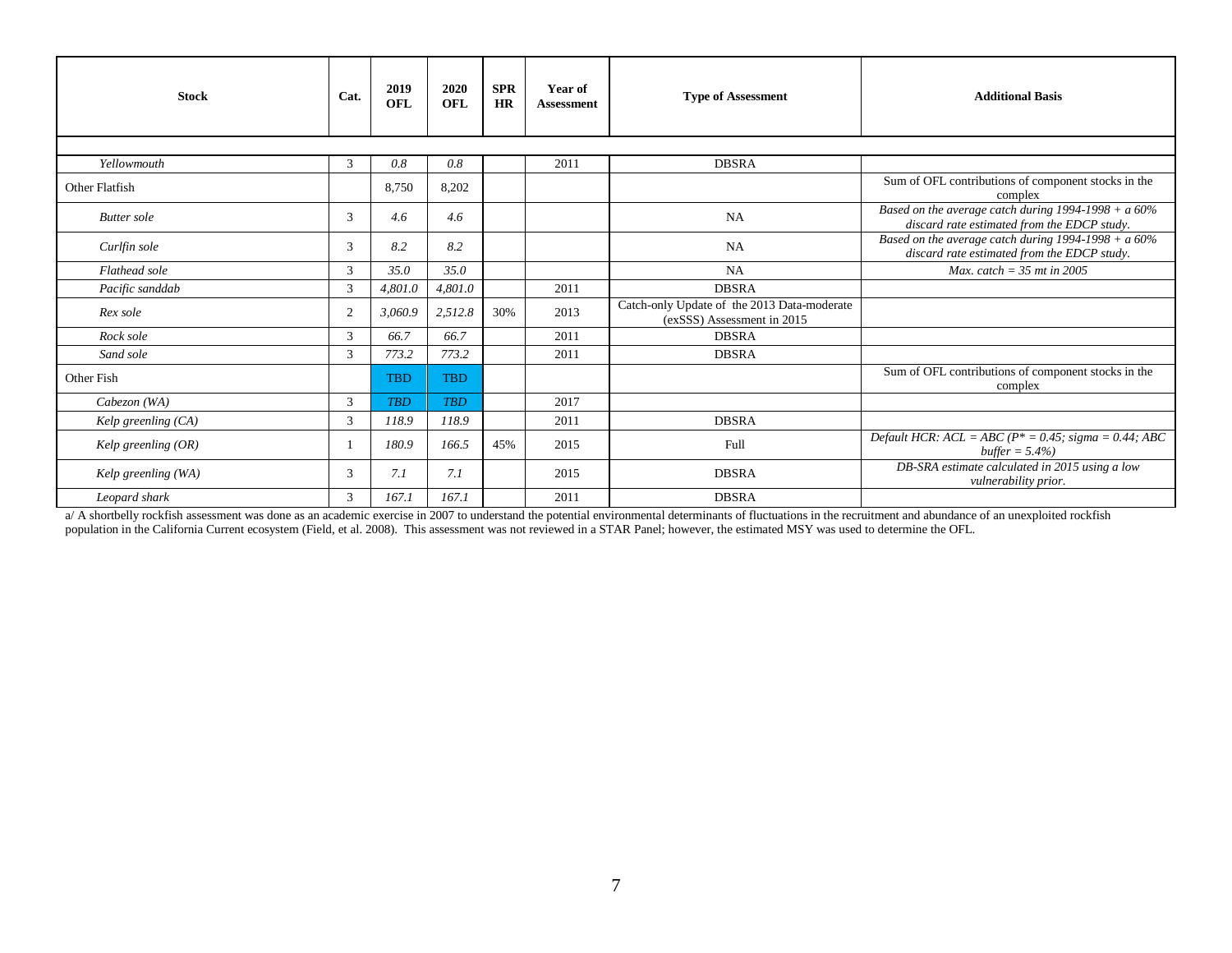| Stock | Cat. | 2019 OFL | 2020 OFL | SPR HR | Year of Assessment | Type of Assessment | Additional Basis |
|---|---|---|---|---|---|---|---|
| | | | | | | | |
| *Yellowmouth* | 3 | *0.8* | *0.8* | | 2011 | DBSRA | |
| Other Flatfish | | 8,750 | 8,202 | | | | Sum of OFL contributions of component stocks in the complex |
| *Butter sole* | 3 | *4.6* | *4.6* | | | NA | *Based on the average catch during 1994-1998 + a 60% discard rate estimated from the EDCP study.* |
| *Curlfin sole* | 3 | *8.2* | *8.2* | | | NA | *Based on the average catch during 1994-1998 + a 60% discard rate estimated from the EDCP study.* |
| *Flathead sole* | 3 | *35.0* | *35.0* | | | NA | *Max. catch = 35 mt in 2005* |
| *Pacific sanddab* | 3 | *4,801.0* | *4,801.0* | | 2011 | DBSRA | |
| *Rex sole* | 2 | *3,060.9* | *2,512.8* | 30% | 2013 | Catch-only Update of the 2013 Data-moderate (exSSS) Assessment in 2015 | |
| *Rock sole* | 3 | *66.7* | *66.7* | | 2011 | DBSRA | |
| *Sand sole* | 3 | *773.2* | *773.2* | | 2011 | DBSRA | |
| Other Fish | | TBD | TBD | | | | Sum of OFL contributions of component stocks in the complex |
| *Cabezon (WA)* | 3 | *TBD* | *TBD* | | 2017 | | |
| *Kelp greenling (CA)* | 3 | *118.9* | *118.9* | | 2011 | DBSRA | |
| *Kelp greenling (OR)* | 1 | *180.9* | *166.5* | 45% | 2015 | Full | *Default HCR: ACL = ABC (P* = 0.45; sigma = 0.44; ABC buffer = 5.4%)* |
| *Kelp greenling (WA)* | 3 | *7.1* | *7.1* | | 2015 | DBSRA | *DB-SRA estimate calculated in 2015 using a low vulnerability prior.* |
| *Leopard shark* | 3 | *167.1* | *167.1* | | 2011 | DBSRA | |

a/ A shortbelly rockfish assessment was done as an academic exercise in 2007 to understand the potential environmental determinants of fluctuations in the recruitment and abundance of an unexploited rockfish population in the California Current ecosystem (Field, et al. 2008). This assessment was not reviewed in a STAR Panel; however, the estimated MSY was used to determine the OFL.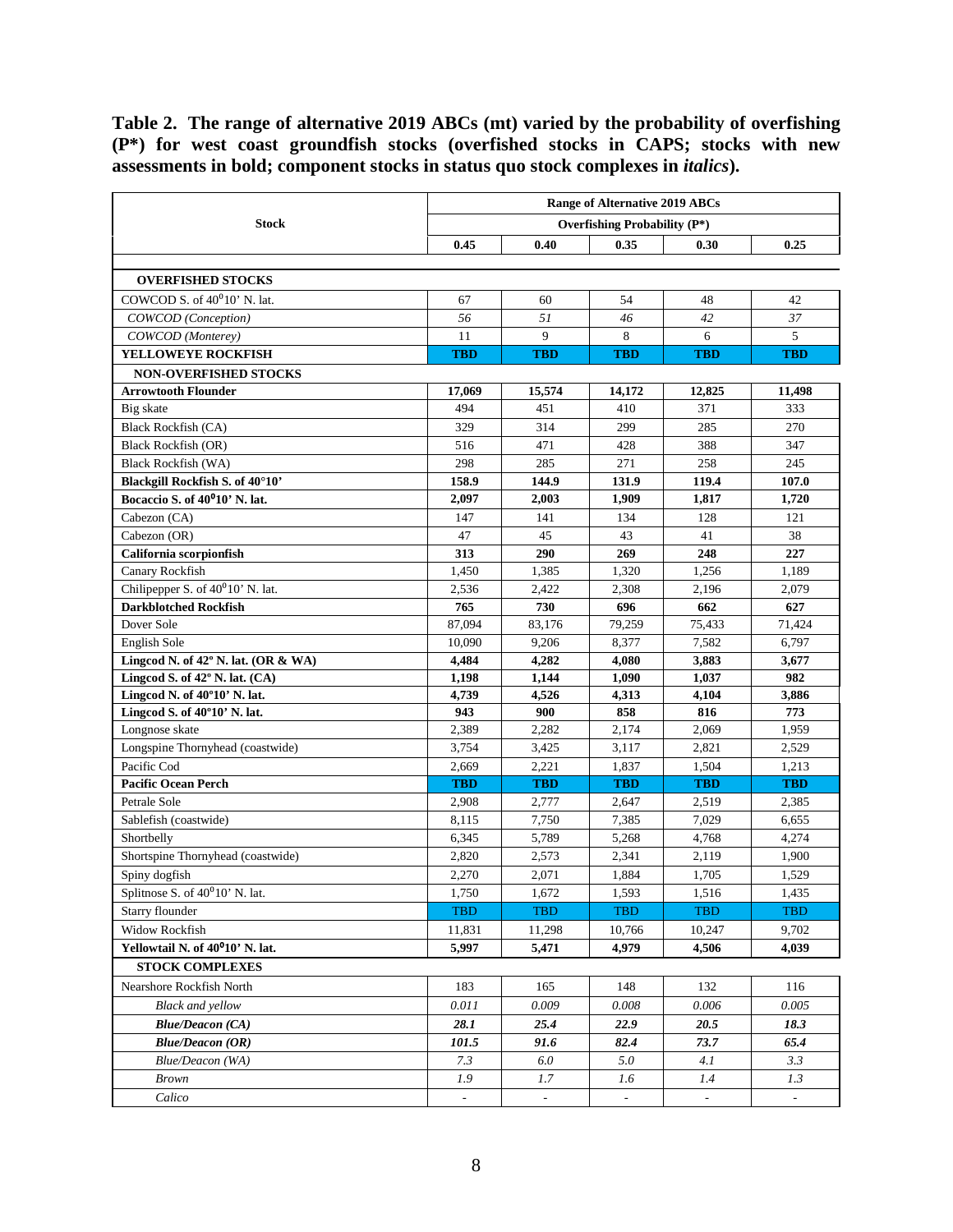**Table 2. The range of alternative 2019 ABCs (mt) varied by the probability of overfishing (P*) for west coast groundfish stocks (overfished stocks in CAPS; stocks with new assessments in bold; component stocks in status quo stock complexes in *italics*).**

| Stock | Range of Alternative 2019 ABCs | | | | |
|---|---|---|---|---|---|
| | Overfishing Probability (P*) | | | | |
| | 0.45 | 0.40 | 0.35 | 0.30 | 0.25 |
| **OVERFISHED STOCKS** | | | | | |
| COWCOD S. of 40°10' N. lat. | 67 | 60 | 54 | 48 | 42 |
| *COWCOD (Conception)* | *56* | *51* | *46* | *42* | *37* |
| *COWCOD (Monterey)* | 11 | 9 | 8 | 6 | 5 |
| **YELLOWEYE ROCKFISH** | **TBD** | **TBD** | **TBD** | **TBD** | **TBD** |
| **NON-OVERFISHED STOCKS** | | | | | |
| **Arrowtooth Flounder** | **17,069** | **15,574** | **14,172** | **12,825** | **11,498** |
| Big skate | 494 | 451 | 410 | 371 | 333 |
| Black Rockfish (CA) | 329 | 314 | 299 | 285 | 270 |
| Black Rockfish (OR) | 516 | 471 | 428 | 388 | 347 |
| Black Rockfish (WA) | 298 | 285 | 271 | 258 | 245 |
| **Blackgill Rockfish S. of 40°10'** | **158.9** | **144.9** | **131.9** | **119.4** | **107.0** |
| **Bocaccio S. of 40°10' N. lat.** | **2,097** | **2,003** | **1,909** | **1,817** | **1,720** |
| Cabezon (CA) | 147 | 141 | 134 | 128 | 121 |
| Cabezon (OR) | 47 | 45 | 43 | 41 | 38 |
| **California scorpionfish** | **313** | **290** | **269** | **248** | **227** |
| Canary Rockfish | 1,450 | 1,385 | 1,320 | 1,256 | 1,189 |
| Chilipepper S. of 40°10' N. lat. | 2,536 | 2,422 | 2,308 | 2,196 | 2,079 |
| **Darkblotched Rockfish** | **765** | **730** | **696** | **662** | **627** |
| Dover Sole | 87,094 | 83,176 | 79,259 | 75,433 | 71,424 |
| English Sole | 10,090 | 9,206 | 8,377 | 7,582 | 6,797 |
| **Lingcod N. of 42° N. lat. (OR & WA)** | **4,484** | **4,282** | **4,080** | **3,883** | **3,677** |
| **Lingcod S. of 42° N. lat. (CA)** | **1,198** | **1,144** | **1,090** | **1,037** | **982** |
| **Lingcod N. of 40°10' N. lat.** | **4,739** | **4,526** | **4,313** | **4,104** | **3,886** |
| **Lingcod S. of 40°10' N. lat.** | **943** | **900** | **858** | **816** | **773** |
| Longnose skate | 2,389 | 2,282 | 2,174 | 2,069 | 1,959 |
| Longspine Thornyhead (coastwide) | 3,754 | 3,425 | 3,117 | 2,821 | 2,529 |
| Pacific Cod | 2,669 | 2,221 | 1,837 | 1,504 | 1,213 |
| **Pacific Ocean Perch** | **TBD** | **TBD** | **TBD** | **TBD** | **TBD** |
| Petrale Sole | 2,908 | 2,777 | 2,647 | 2,519 | 2,385 |
| Sablefish (coastwide) | 8,115 | 7,750 | 7,385 | 7,029 | 6,655 |
| Shortbelly | 6,345 | 5,789 | 5,268 | 4,768 | 4,274 |
| Shortspine Thornyhead (coastwide) | 2,820 | 2,573 | 2,341 | 2,119 | 1,900 |
| Spiny dogfish | 2,270 | 2,071 | 1,884 | 1,705 | 1,529 |
| Splitnose S. of 40°10' N. lat. | 1,750 | 1,672 | 1,593 | 1,516 | 1,435 |
| Starry flounder | TBD | TBD | TBD | TBD | TBD |
| Widow Rockfish | 11,831 | 11,298 | 10,766 | 10,247 | 9,702 |
| **Yellowtail N. of 40°10' N. lat.** | **5,997** | **5,471** | **4,979** | **4,506** | **4,039** |
| **STOCK COMPLEXES** | | | | | |
| Nearshore Rockfish North | 183 | 165 | 148 | 132 | 116 |
| *Black and yellow* | *0.011* | *0.009* | *0.008* | *0.006* | *0.005* |
| ***Blue/Deacon (CA)*** | ***28.1*** | ***25.4*** | ***22.9*** | ***20.5*** | ***18.3*** |
| ***Blue/Deacon (OR)*** | ***101.5*** | ***91.6*** | ***82.4*** | ***73.7*** | ***65.4*** |
| *Blue/Deacon (WA)* | *7.3* | *6.0* | *5.0* | *4.1* | *3.3* |
| *Brown* | *1.9* | *1.7* | *1.6* | *1.4* | *1.3* |
| *Calico* | - | - | - | - | - |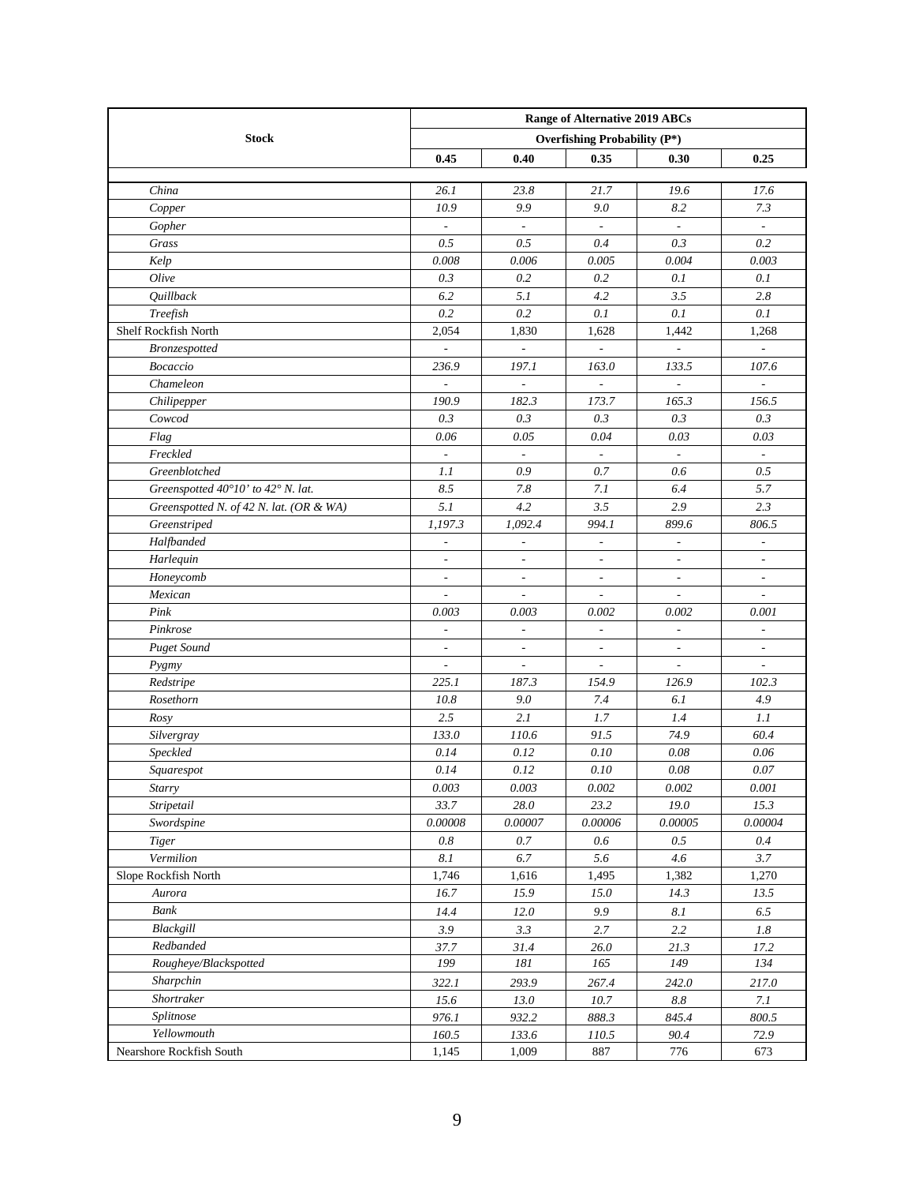| Stock | Range of Alternative 2019 ABCs | | | | |
|---|---|---|---|---|---|
| | Overfishing Probability (P*) | | | | |
| | 0.45 | 0.40 | 0.35 | 0.30 | 0.25 |
| *China* | *26.1* | *23.8* | *21.7* | *19.6* | *17.6* |
| *Copper* | *10.9* | *9.9* | *9.0* | *8.2* | *7.3* |
| *Gopher* | - | - | - | - | - |
| *Grass* | *0.5* | *0.5* | *0.4* | *0.3* | *0.2* |
| *Kelp* | *0.008* | *0.006* | *0.005* | *0.004* | *0.003* |
| *Olive* | *0.3* | *0.2* | *0.2* | *0.1* | *0.1* |
| *Quillback* | *6.2* | *5.1* | *4.2* | *3.5* | *2.8* |
| *Treefish* | *0.2* | *0.2* | *0.1* | *0.1* | *0.1* |
| Shelf Rockfish North | 2,054 | 1,830 | 1,628 | 1,442 | 1,268 |
| *Bronzespotted* | - | - | - | - | - |
| *Bocaccio* | *236.9* | *197.1* | *163.0* | *133.5* | *107.6* |
| *Chameleon* | - | - | - | - | - |
| *Chilipepper* | *190.9* | *182.3* | *173.7* | *165.3* | *156.5* |
| *Cowcod* | *0.3* | *0.3* | *0.3* | *0.3* | *0.3* |
| *Flag* | *0.06* | *0.05* | *0.04* | *0.03* | *0.03* |
| *Freckled* | - | - | - | - | - |
| *Greenblotched* | *1.1* | *0.9* | *0.7* | *0.6* | *0.5* |
| *Greenspotted 40°10' to 42° N. lat.* | *8.5* | *7.8* | *7.1* | *6.4* | *5.7* |
| *Greenspotted N. of 42 N. lat. (OR & WA)* | *5.1* | *4.2* | *3.5* | *2.9* | *2.3* |
| *Greenstriped* | *1,197.3* | *1,092.4* | *994.1* | *899.6* | *806.5* |
| *Halfbanded* | - | - | - | - | - |
| *Harlequin* | - | - | - | - | - |
| *Honeycomb* | - | - | - | - | - |
| *Mexican* | - | - | - | - | - |
| *Pink* | *0.003* | *0.003* | *0.002* | *0.002* | *0.001* |
| *Pinkrose* | - | - | - | - | - |
| *Puget Sound* | - | - | - | - | - |
| *Pygmy* | - | - | - | - | - |
| *Redstripe* | *225.1* | *187.3* | *154.9* | *126.9* | *102.3* |
| *Rosethorn* | *10.8* | *9.0* | *7.4* | *6.1* | *4.9* |
| *Rosy* | *2.5* | *2.1* | *1.7* | *1.4* | *1.1* |
| *Silvergray* | *133.0* | *110.6* | *91.5* | *74.9* | *60.4* |
| *Speckled* | *0.14* | *0.12* | *0.10* | *0.08* | *0.06* |
| *Squarespot* | *0.14* | *0.12* | *0.10* | *0.08* | *0.07* |
| *Starry* | *0.003* | *0.003* | *0.002* | *0.002* | *0.001* |
| *Stripetail* | *33.7* | *28.0* | *23.2* | *19.0* | *15.3* |
| *Swordspine* | *0.00008* | *0.00007* | *0.00006* | *0.00005* | *0.00004* |
| *Tiger* | *0.8* | *0.7* | *0.6* | *0.5* | *0.4* |
| *Vermilion* | *8.1* | *6.7* | *5.6* | *4.6* | *3.7* |
| Slope Rockfish North | 1,746 | 1,616 | 1,495 | 1,382 | 1,270 |
| *Aurora* | *16.7* | *15.9* | *15.0* | *14.3* | *13.5* |
| *Bank* | *14.4* | *12.0* | *9.9* | *8.1* | *6.5* |
| *Blackgill* | *3.9* | *3.3* | *2.7* | *2.2* | *1.8* |
| *Redbanded* | *37.7* | *31.4* | *26.0* | *21.3* | *17.2* |
| *Rougheye/Blackspotted* | *199* | *181* | *165* | *149* | *134* |
| *Sharpchin* | *322.1* | *293.9* | *267.4* | *242.0* | *217.0* |
| *Shortraker* | *15.6* | *13.0* | *10.7* | *8.8* | *7.1* |
| *Splitnose* | *976.1* | *932.2* | *888.3* | *845.4* | *800.5* |
| *Yellowmouth* | *160.5* | *133.6* | *110.5* | *90.4* | *72.9* |
| Nearshore Rockfish South | 1,145 | 1,009 | 887 | 776 | 673 |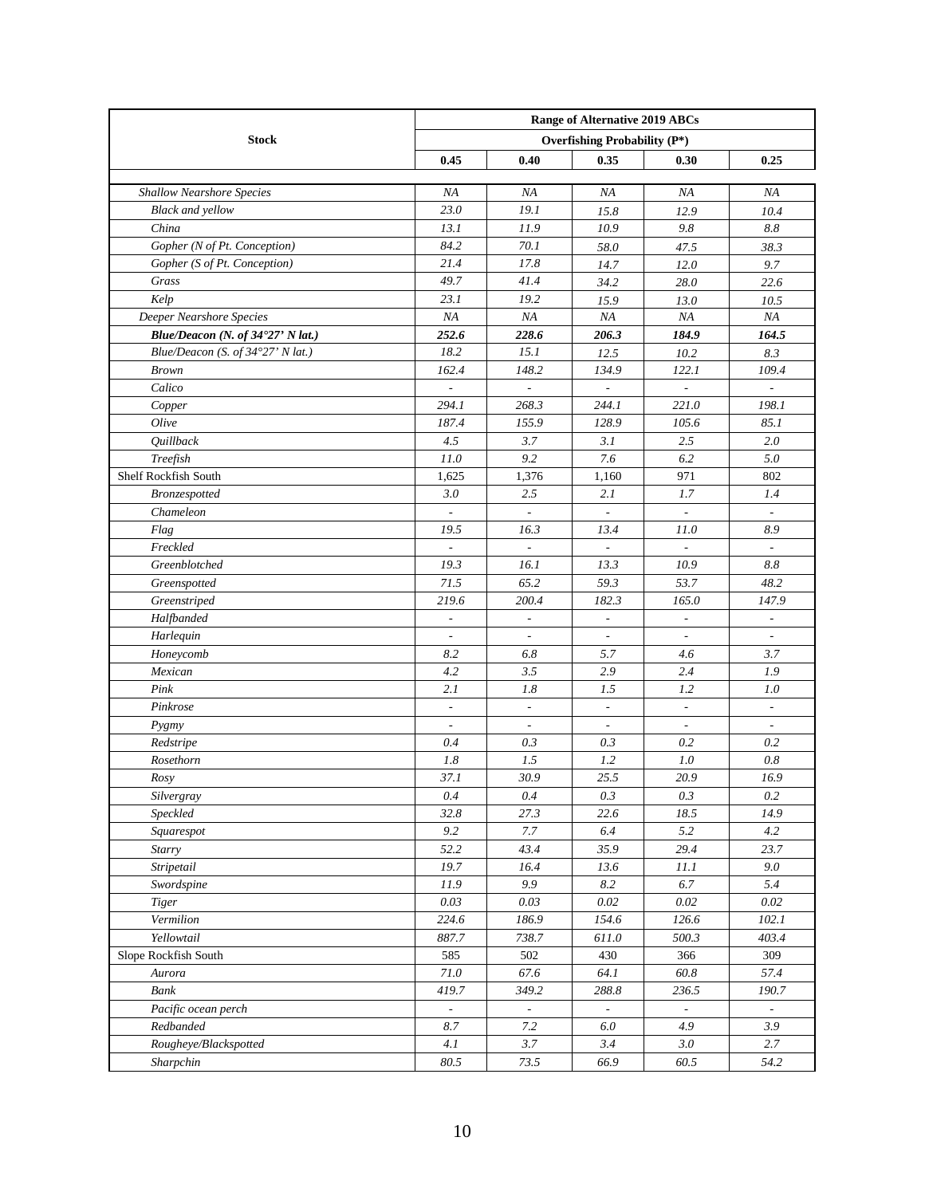| Stock | Range of Alternative 2019 ABCs | | | | |
|---|---|---|---|---|---|
| | Overfishing Probability (P*) | | | | |
| | 0.45 | 0.40 | 0.35 | 0.30 | 0.25 |
| *Shallow Nearshore Species* | *NA* | *NA* | *NA* | *NA* | *NA* |
| *Black and yellow* | *23.0* | *19.1* | *15.8* | *12.9* | *10.4* |
| *China* | *13.1* | *11.9* | *10.9* | *9.8* | *8.8* |
| *Gopher (N of Pt. Conception)* | *84.2* | *70.1* | *58.0* | *47.5* | *38.3* |
| *Gopher (S of Pt. Conception)* | *21.4* | *17.8* | *14.7* | *12.0* | *9.7* |
| *Grass* | *49.7* | *41.4* | *34.2* | *28.0* | *22.6* |
| *Kelp* | *23.1* | *19.2* | *15.9* | *13.0* | *10.5* |
| *Deeper Nearshore Species* | *NA* | *NA* | *NA* | *NA* | *NA* |
| ***Blue/Deacon (N. of 34°27' N lat.)*** | ***252.6*** | ***228.6*** | ***206.3*** | ***184.9*** | ***164.5*** |
| *Blue/Deacon (S. of 34°27' N lat.)* | *18.2* | *15.1* | *12.5* | *10.2* | *8.3* |
| *Brown* | *162.4* | *148.2* | *134.9* | *122.1* | *109.4* |
| *Calico* | - | - | - | - | - |
| *Copper* | *294.1* | *268.3* | *244.1* | *221.0* | *198.1* |
| *Olive* | *187.4* | *155.9* | *128.9* | *105.6* | *85.1* |
| *Quillback* | *4.5* | *3.7* | *3.1* | *2.5* | *2.0* |
| *Treefish* | *11.0* | *9.2* | *7.6* | *6.2* | *5.0* |
| Shelf Rockfish South | 1,625 | 1,376 | 1,160 | 971 | 802 |
| *Bronzespotted* | *3.0* | *2.5* | *2.1* | *1.7* | *1.4* |
| *Chameleon* | - | - | - | - | - |
| *Flag* | *19.5* | *16.3* | *13.4* | *11.0* | *8.9* |
| *Freckled* | - | - | - | - | - |
| *Greenblotched* | *19.3* | *16.1* | *13.3* | *10.9* | *8.8* |
| *Greenspotted* | *71.5* | *65.2* | *59.3* | *53.7* | *48.2* |
| *Greenstriped* | *219.6* | *200.4* | *182.3* | *165.0* | *147.9* |
| *Halfbanded* | - | - | - | - | - |
| *Harlequin* | - | - | - | - | - |
| *Honeycomb* | *8.2* | *6.8* | *5.7* | *4.6* | *3.7* |
| *Mexican* | *4.2* | *3.5* | *2.9* | *2.4* | *1.9* |
| *Pink* | *2.1* | *1.8* | *1.5* | *1.2* | *1.0* |
| *Pinkrose* | - | - | - | - | - |
| *Pygmy* | - | - | - | - | - |
| *Redstripe* | *0.4* | *0.3* | *0.3* | *0.2* | *0.2* |
| *Rosethorn* | *1.8* | *1.5* | *1.2* | *1.0* | *0.8* |
| *Rosy* | *37.1* | *30.9* | *25.5* | *20.9* | *16.9* |
| *Silvergray* | *0.4* | *0.4* | *0.3* | *0.3* | *0.2* |
| *Speckled* | *32.8* | *27.3* | *22.6* | *18.5* | *14.9* |
| *Squarespot* | *9.2* | *7.7* | *6.4* | *5.2* | *4.2* |
| *Starry* | *52.2* | *43.4* | *35.9* | *29.4* | *23.7* |
| *Stripetail* | *19.7* | *16.4* | *13.6* | *11.1* | *9.0* |
| *Swordspine* | *11.9* | *9.9* | *8.2* | *6.7* | *5.4* |
| *Tiger* | *0.03* | *0.03* | *0.02* | *0.02* | *0.02* |
| *Vermilion* | *224.6* | *186.9* | *154.6* | *126.6* | *102.1* |
| *Yellowtail* | *887.7* | *738.7* | *611.0* | *500.3* | *403.4* |
| Slope Rockfish South | 585 | 502 | 430 | 366 | 309 |
| *Aurora* | *71.0* | *67.6* | *64.1* | *60.8* | *57.4* |
| *Bank* | *419.7* | *349.2* | *288.8* | *236.5* | *190.7* |
| *Pacific ocean perch* | - | - | - | - | - |
| *Redbanded* | *8.7* | *7.2* | *6.0* | *4.9* | *3.9* |
| *Rougheye/Blackspotted* | *4.1* | *3.7* | *3.4* | *3.0* | *2.7* |
| *Sharpchin* | *80.5* | *73.5* | *66.9* | *60.5* | *54.2* |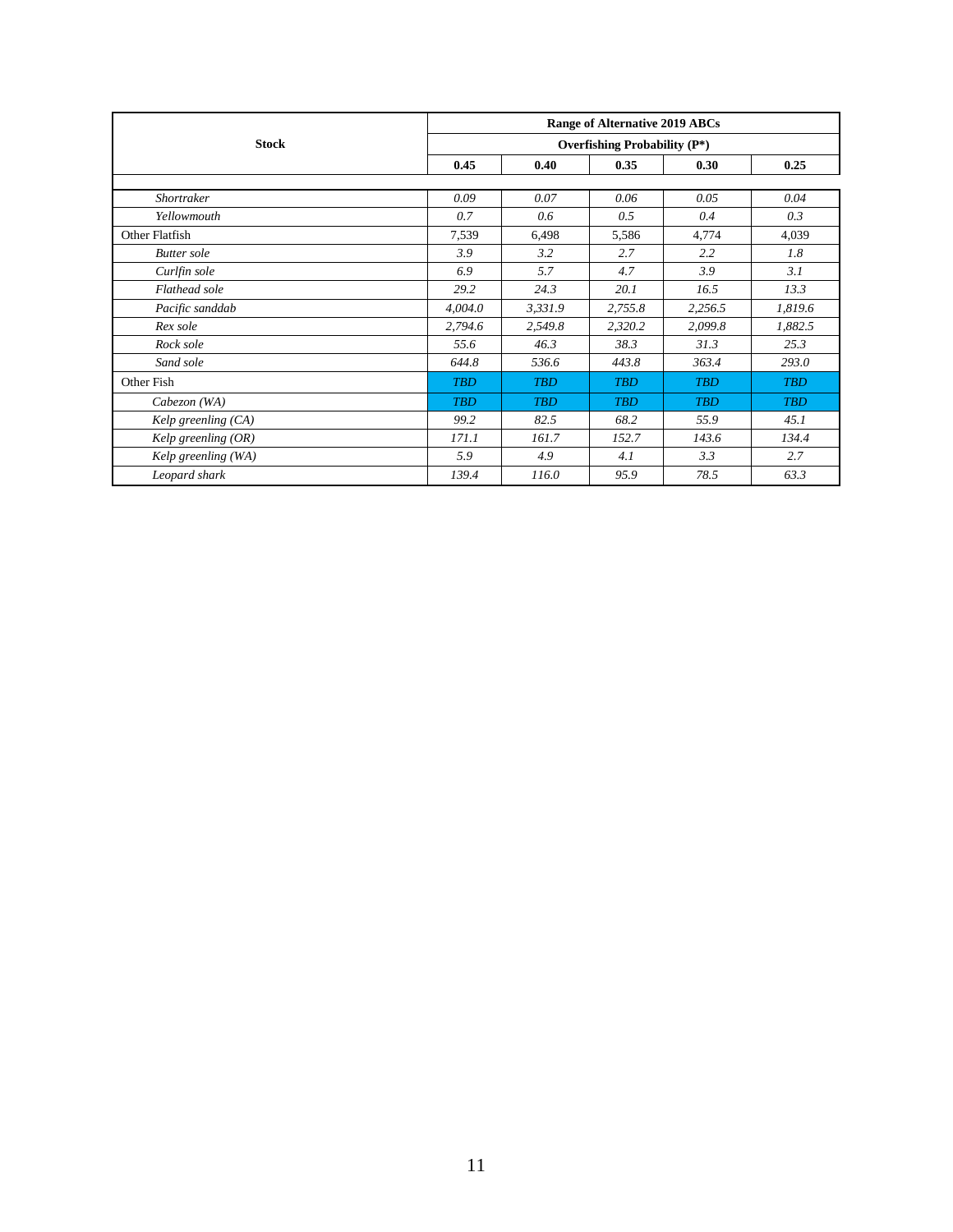| Stock | Range of Alternative 2019 ABCs | | | | |
|---|---|---|---|---|---|
| | Overfishing Probability (P*) | | | | |
| | 0.45 | 0.40 | 0.35 | 0.30 | 0.25 |
| | | | | | |
| *Shortraker* | *0.09* | *0.07* | *0.06* | *0.05* | *0.04* |
| *Yellowmouth* | *0.7* | *0.6* | *0.5* | *0.4* | *0.3* |
| Other Flatfish | 7,539 | 6,498 | 5,586 | 4,774 | 4,039 |
| *Butter sole* | *3.9* | *3.2* | *2.7* | *2.2* | *1.8* |
| *Curlfin sole* | *6.9* | *5.7* | *4.7* | *3.9* | *3.1* |
| *Flathead sole* | *29.2* | *24.3* | *20.1* | *16.5* | *13.3* |
| *Pacific sanddab* | *4,004.0* | *3,331.9* | *2,755.8* | *2,256.5* | *1,819.6* |
| *Rex sole* | *2,794.6* | *2,549.8* | *2,320.2* | *2,099.8* | *1,882.5* |
| *Rock sole* | *55.6* | *46.3* | *38.3* | *31.3* | *25.3* |
| *Sand sole* | *644.8* | *536.6* | *443.8* | *363.4* | *293.0* |
| Other Fish | *TBD* | *TBD* | *TBD* | *TBD* | *TBD* |
| *Cabezon (WA)* | *TBD* | *TBD* | *TBD* | *TBD* | *TBD* |
| *Kelp greenling (CA)* | *99.2* | *82.5* | *68.2* | *55.9* | *45.1* |
| *Kelp greenling (OR)* | *171.1* | *161.7* | *152.7* | *143.6* | *134.4* |
| *Kelp greenling (WA)* | *5.9* | *4.9* | *4.1* | *3.3* | *2.7* |
| *Leopard shark* | *139.4* | *116.0* | *95.9* | *78.5* | *63.3* |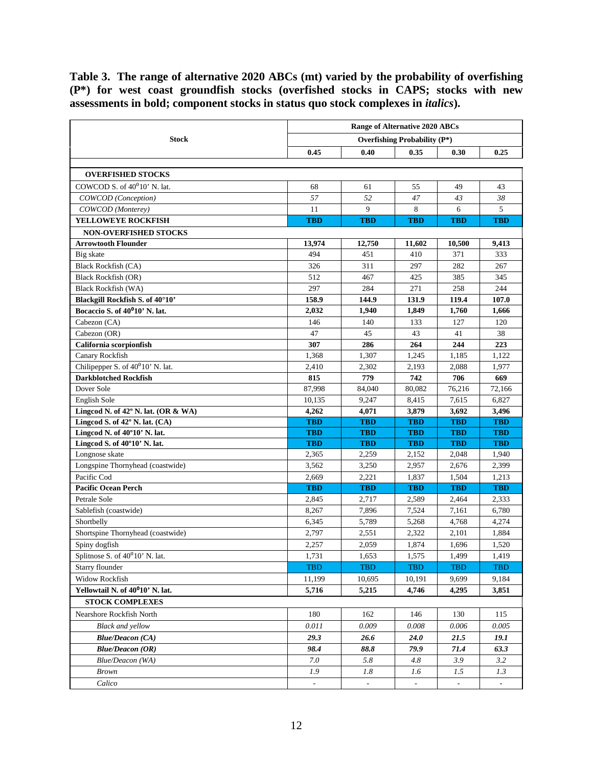**Table 3. The range of alternative 2020 ABCs (mt) varied by the probability of overfishing (P*) for west coast groundfish stocks (overfished stocks in CAPS; stocks with new assessments in bold; component stocks in status quo stock complexes in *italics*).**

| Stock | Range of Alternative 2020 ABCs | | | | |
|---|---|---|---|---|---|
| | Overfishing Probability (P*) | | | | |
| | 0.45 | 0.40 | 0.35 | 0.30 | 0.25 |
| **OVERFISHED STOCKS** | | | | | |
| COWCOD S. of $40^0$10' N. lat. | 68 | 61 | 55 | 49 | 43 |
| *COWCOD (Conception)* | *57* | *52* | *47* | *43* | *38* |
| *COWCOD (Monterey)* | 11 | 9 | 8 | 6 | 5 |
| **YELLOWEYE ROCKFISH** | **TBD** | **TBD** | **TBD** | **TBD** | **TBD** |
| **NON-OVERFISHED STOCKS** | | | | | |
| **Arrowtooth Flounder** | **13,974** | **12,750** | **11,602** | **10,500** | **9,413** |
| Big skate | 494 | 451 | 410 | 371 | 333 |
| Black Rockfish (CA) | 326 | 311 | 297 | 282 | 267 |
| Black Rockfish (OR) | 512 | 467 | 425 | 385 | 345 |
| Black Rockfish (WA) | 297 | 284 | 271 | 258 | 244 |
| **Blackgill Rockfish S. of 40°10'** | **158.9** | **144.9** | **131.9** | **119.4** | **107.0** |
| **Bocaccio S. of $40^0$10' N. lat.** | **2,032** | **1,940** | **1,849** | **1,760** | **1,666** |
| Cabezon (CA) | 146 | 140 | 133 | 127 | 120 |
| Cabezon (OR) | 47 | 45 | 43 | 41 | 38 |
| **California scorpionfish** | **307** | **286** | **264** | **244** | **223** |
| Canary Rockfish | 1,368 | 1,307 | 1,245 | 1,185 | 1,122 |
| Chilipepper S. of $40^0$10' N. lat. | 2,410 | 2,302 | 2,193 | 2,088 | 1,977 |
| **Darkblotched Rockfish** | **815** | **779** | **742** | **706** | **669** |
| Dover Sole | 87,998 | 84,040 | 80,082 | 76,216 | 72,166 |
| English Sole | 10,135 | 9,247 | 8,415 | 7,615 | 6,827 |
| **Lingcod N. of 42° N. lat. (OR & WA)** | **4,262** | **4,071** | **3,879** | **3,692** | **3,496** |
| **Lingcod S. of 42° N. lat. (CA)** | **TBD** | **TBD** | **TBD** | **TBD** | **TBD** |
| **Lingcod N. of 40°10' N. lat.** | **TBD** | **TBD** | **TBD** | **TBD** | **TBD** |
| **Lingcod S. of 40°10' N. lat.** | **TBD** | **TBD** | **TBD** | **TBD** | **TBD** |
| Longnose skate | 2,365 | 2,259 | 2,152 | 2,048 | 1,940 |
| Longspine Thornyhead (coastwide) | 3,562 | 3,250 | 2,957 | 2,676 | 2,399 |
| Pacific Cod | 2,669 | 2,221 | 1,837 | 1,504 | 1,213 |
| **Pacific Ocean Perch** | **TBD** | **TBD** | **TBD** | **TBD** | **TBD** |
| Petrale Sole | 2,845 | 2,717 | 2,589 | 2,464 | 2,333 |
| Sablefish (coastwide) | 8,267 | 7,896 | 7,524 | 7,161 | 6,780 |
| Shortbelly | 6,345 | 5,789 | 5,268 | 4,768 | 4,274 |
| Shortspine Thornyhead (coastwide) | 2,797 | 2,551 | 2,322 | 2,101 | 1,884 |
| Spiny dogfish | 2,257 | 2,059 | 1,874 | 1,696 | 1,520 |
| Splitnose S. of $40^0$10' N. lat. | 1,731 | 1,653 | 1,575 | 1,499 | 1,419 |
| Starry flounder | TBD | TBD | TBD | TBD | TBD |
| Widow Rockfish | 11,199 | 10,695 | 10,191 | 9,699 | 9,184 |
| **Yellowtail N. of $40^0$10' N. lat.** | **5,716** | **5,215** | **4,746** | **4,295** | **3,851** |
| **STOCK COMPLEXES** | | | | | |
| Nearshore Rockfish North | 180 | 162 | 146 | 130 | 115 |
| *Black and yellow* | *0.011* | *0.009* | *0.008* | *0.006* | *0.005* |
| ***Blue/Deacon (CA)*** | ***29.3*** | ***26.6*** | ***24.0*** | ***21.5*** | ***19.1*** |
| ***Blue/Deacon (OR)*** | ***98.4*** | ***88.8*** | ***79.9*** | ***71.4*** | ***63.3*** |
| *Blue/Deacon (WA)* | *7.0* | *5.8* | *4.8* | *3.9* | *3.2* |
| *Brown* | *1.9* | *1.8* | *1.6* | *1.5* | *1.3* |
| *Calico* | - | - | - | - | - |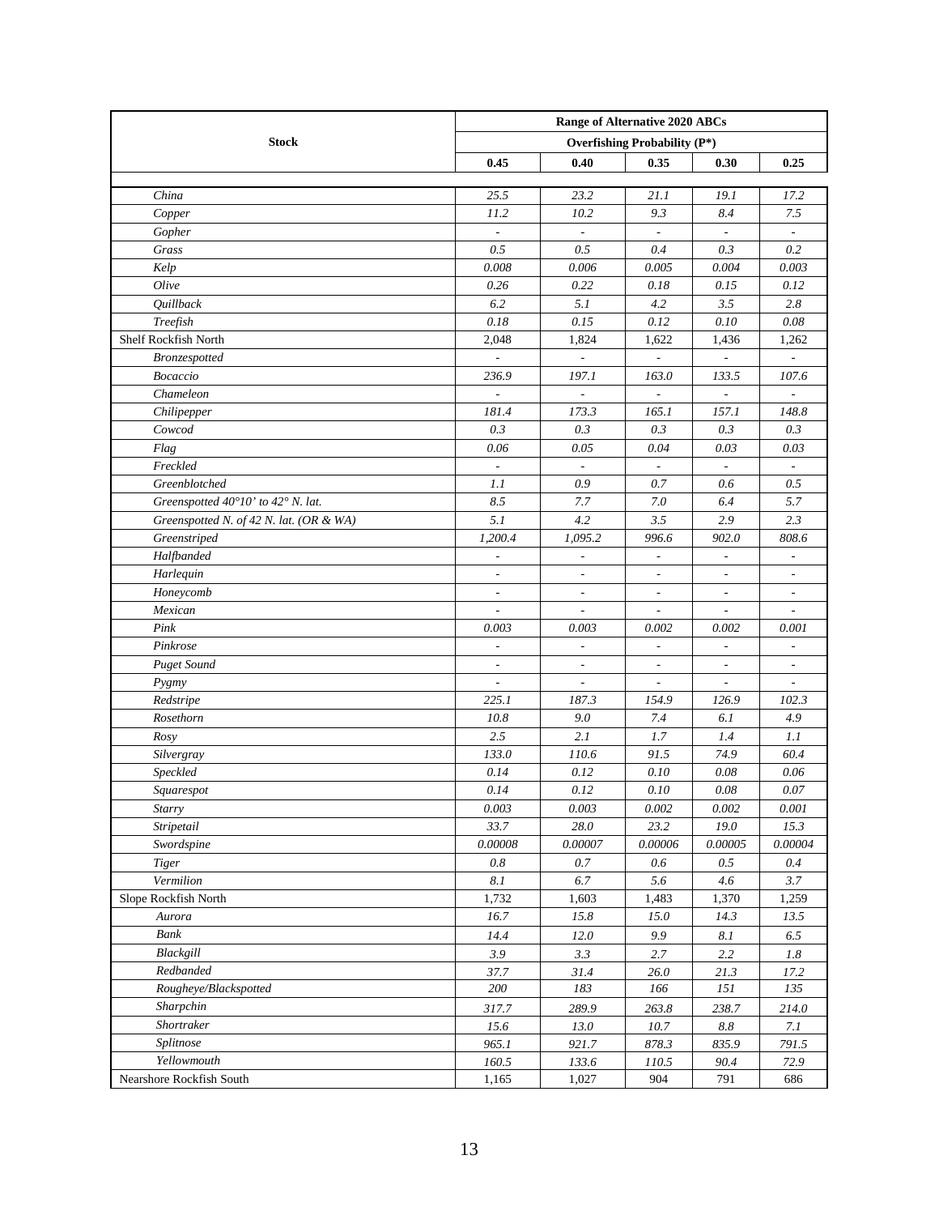| Stock | Range of Alternative 2020 ABCs | | | | |
|---|---|---|---|---|---|
| | Overfishing Probability (P*) | | | | |
| | 0.45 | 0.40 | 0.35 | 0.30 | 0.25 |
| *China* | *25.5* | *23.2* | *21.1* | *19.1* | *17.2* |
| *Copper* | *11.2* | *10.2* | *9.3* | *8.4* | *7.5* |
| *Gopher* | - | - | - | - | - |
| *Grass* | *0.5* | *0.5* | *0.4* | *0.3* | *0.2* |
| *Kelp* | *0.008* | *0.006* | *0.005* | *0.004* | *0.003* |
| *Olive* | *0.26* | *0.22* | *0.18* | *0.15* | *0.12* |
| *Quillback* | *6.2* | *5.1* | *4.2* | *3.5* | *2.8* |
| *Treefish* | *0.18* | *0.15* | *0.12* | *0.10* | *0.08* |
| Shelf Rockfish North | 2,048 | 1,824 | 1,622 | 1,436 | 1,262 |
| *Bronzespotted* | - | - | - | - | - |
| *Bocaccio* | *236.9* | *197.1* | *163.0* | *133.5* | *107.6* |
| *Chameleon* | - | - | - | - | - |
| *Chilipepper* | *181.4* | *173.3* | *165.1* | *157.1* | *148.8* |
| *Cowcod* | *0.3* | *0.3* | *0.3* | *0.3* | *0.3* |
| *Flag* | *0.06* | *0.05* | *0.04* | *0.03* | *0.03* |
| *Freckled* | - | - | - | - | - |
| *Greenblotched* | *1.1* | *0.9* | *0.7* | *0.6* | *0.5* |
| *Greenspotted 40°10' to 42° N. lat.* | *8.5* | *7.7* | *7.0* | *6.4* | *5.7* |
| *Greenspotted N. of 42 N. lat. (OR & WA)* | *5.1* | *4.2* | *3.5* | *2.9* | *2.3* |
| *Greenstriped* | *1,200.4* | *1,095.2* | *996.6* | *902.0* | *808.6* |
| *Halfbanded* | - | - | - | - | - |
| *Harlequin* | - | - | - | - | - |
| *Honeycomb* | - | - | - | - | - |
| *Mexican* | - | - | - | - | - |
| *Pink* | *0.003* | *0.003* | *0.002* | *0.002* | *0.001* |
| *Pinkrose* | - | - | - | - | - |
| *Puget Sound* | - | - | - | - | - |
| *Pygmy* | - | - | - | - | - |
| *Redstripe* | *225.1* | *187.3* | *154.9* | *126.9* | *102.3* |
| *Rosethorn* | *10.8* | *9.0* | *7.4* | *6.1* | *4.9* |
| *Rosy* | *2.5* | *2.1* | *1.7* | *1.4* | *1.1* |
| *Silvergray* | *133.0* | *110.6* | *91.5* | *74.9* | *60.4* |
| *Speckled* | *0.14* | *0.12* | *0.10* | *0.08* | *0.06* |
| *Squarespot* | *0.14* | *0.12* | *0.10* | *0.08* | *0.07* |
| *Starry* | *0.003* | *0.003* | *0.002* | *0.002* | *0.001* |
| *Stripetail* | *33.7* | *28.0* | *23.2* | *19.0* | *15.3* |
| *Swordspine* | *0.00008* | *0.00007* | *0.00006* | *0.00005* | *0.00004* |
| *Tiger* | *0.8* | *0.7* | *0.6* | *0.5* | *0.4* |
| *Vermilion* | *8.1* | *6.7* | *5.6* | *4.6* | *3.7* |
| Slope Rockfish North | 1,732 | 1,603 | 1,483 | 1,370 | 1,259 |
| *Aurora* | *16.7* | *15.8* | *15.0* | *14.3* | *13.5* |
| *Bank* | *14.4* | *12.0* | *9.9* | *8.1* | *6.5* |
| *Blackgill* | *3.9* | *3.3* | *2.7* | *2.2* | *1.8* |
| *Redbanded* | *37.7* | *31.4* | *26.0* | *21.3* | *17.2* |
| *Rougheye/Blackspotted* | *200* | *183* | *166* | *151* | *135* |
| *Sharpchin* | *317.7* | *289.9* | *263.8* | *238.7* | *214.0* |
| *Shortraker* | *15.6* | *13.0* | *10.7* | *8.8* | *7.1* |
| *Splitnose* | *965.1* | *921.7* | *878.3* | *835.9* | *791.5* |
| *Yellowmouth* | *160.5* | *133.6* | *110.5* | *90.4* | *72.9* |
| Nearshore Rockfish South | 1,165 | 1,027 | 904 | 791 | 686 |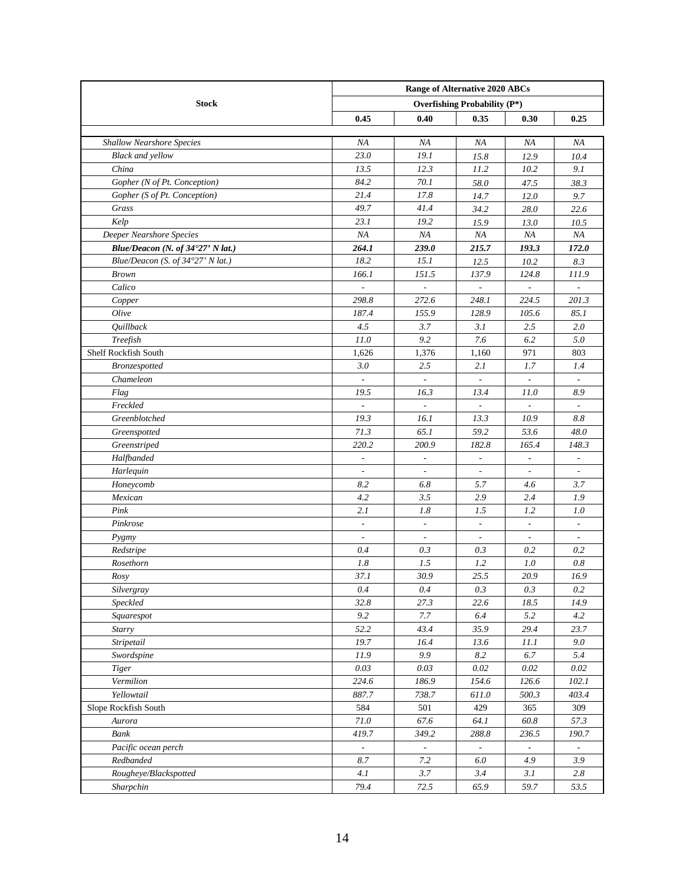| Stock | Range of Alternative 2020 ABCs | | | | |
|---|---|---|---|---|---|
| | Overfishing Probability (P*) | | | | |
| | 0.45 | 0.40 | 0.35 | 0.30 | 0.25 |
| *Shallow Nearshore Species* | *NA* | *NA* | *NA* | *NA* | *NA* |
| *Black and yellow* | *23.0* | *19.1* | *15.8* | *12.9* | *10.4* |
| *China* | *13.5* | *12.3* | *11.2* | *10.2* | *9.1* |
| *Gopher (N of Pt. Conception)* | *84.2* | *70.1* | *58.0* | *47.5* | *38.3* |
| *Gopher (S of Pt. Conception)* | *21.4* | *17.8* | *14.7* | *12.0* | *9.7* |
| *Grass* | *49.7* | *41.4* | *34.2* | *28.0* | *22.6* |
| *Kelp* | *23.1* | *19.2* | *15.9* | *13.0* | *10.5* |
| *Deeper Nearshore Species* | *NA* | *NA* | *NA* | *NA* | *NA* |
| ***Blue/Deacon (N. of 34°27' N lat.)*** | ***264.1*** | ***239.0*** | ***215.7*** | ***193.3*** | ***172.0*** |
| *Blue/Deacon (S. of 34°27' N lat.)* | *18.2* | *15.1* | *12.5* | *10.2* | *8.3* |
| *Brown* | *166.1* | *151.5* | *137.9* | *124.8* | *111.9* |
| *Calico* | - | - | - | - | - |
| *Copper* | *298.8* | *272.6* | *248.1* | *224.5* | *201.3* |
| *Olive* | *187.4* | *155.9* | *128.9* | *105.6* | *85.1* |
| *Quillback* | *4.5* | *3.7* | *3.1* | *2.5* | *2.0* |
| *Treefish* | *11.0* | *9.2* | *7.6* | *6.2* | *5.0* |
| Shelf Rockfish South | 1,626 | 1,376 | 1,160 | 971 | 803 |
| *Bronzespotted* | *3.0* | *2.5* | *2.1* | *1.7* | *1.4* |
| *Chameleon* | - | - | - | - | - |
| *Flag* | *19.5* | *16.3* | *13.4* | *11.0* | *8.9* |
| *Freckled* | - | - | - | - | - |
| *Greenblotched* | *19.3* | *16.1* | *13.3* | *10.9* | *8.8* |
| *Greenspotted* | *71.3* | *65.1* | *59.2* | *53.6* | *48.0* |
| *Greenstriped* | *220.2* | *200.9* | *182.8* | *165.4* | *148.3* |
| *Halfbanded* | - | - | - | - | - |
| *Harlequin* | - | - | - | - | - |
| *Honeycomb* | *8.2* | *6.8* | *5.7* | *4.6* | *3.7* |
| *Mexican* | *4.2* | *3.5* | *2.9* | *2.4* | *1.9* |
| *Pink* | *2.1* | *1.8* | *1.5* | *1.2* | *1.0* |
| *Pinkrose* | - | - | - | - | - |
| *Pygmy* | - | - | - | - | - |
| *Redstripe* | *0.4* | *0.3* | *0.3* | *0.2* | *0.2* |
| *Rosethorn* | *1.8* | *1.5* | *1.2* | *1.0* | *0.8* |
| *Rosy* | *37.1* | *30.9* | *25.5* | *20.9* | *16.9* |
| *Silvergray* | *0.4* | *0.4* | *0.3* | *0.3* | *0.2* |
| *Speckled* | *32.8* | *27.3* | *22.6* | *18.5* | *14.9* |
| *Squarespot* | *9.2* | *7.7* | *6.4* | *5.2* | *4.2* |
| *Starry* | *52.2* | *43.4* | *35.9* | *29.4* | *23.7* |
| *Stripetail* | *19.7* | *16.4* | *13.6* | *11.1* | *9.0* |
| *Swordspine* | *11.9* | *9.9* | *8.2* | *6.7* | *5.4* |
| *Tiger* | *0.03* | *0.03* | *0.02* | *0.02* | *0.02* |
| *Vermilion* | *224.6* | *186.9* | *154.6* | *126.6* | *102.1* |
| *Yellowtail* | *887.7* | *738.7* | *611.0* | *500.3* | *403.4* |
| Slope Rockfish South | 584 | 501 | 429 | 365 | 309 |
| *Aurora* | *71.0* | *67.6* | *64.1* | *60.8* | *57.3* |
| *Bank* | *419.7* | *349.2* | *288.8* | *236.5* | *190.7* |
| *Pacific ocean perch* | - | - | - | - | - |
| *Redbanded* | *8.7* | *7.2* | *6.0* | *4.9* | *3.9* |
| *Rougheye/Blackspotted* | *4.1* | *3.7* | *3.4* | *3.1* | *2.8* |
| *Sharpchin* | *79.4* | *72.5* | *65.9* | *59.7* | *53.5* |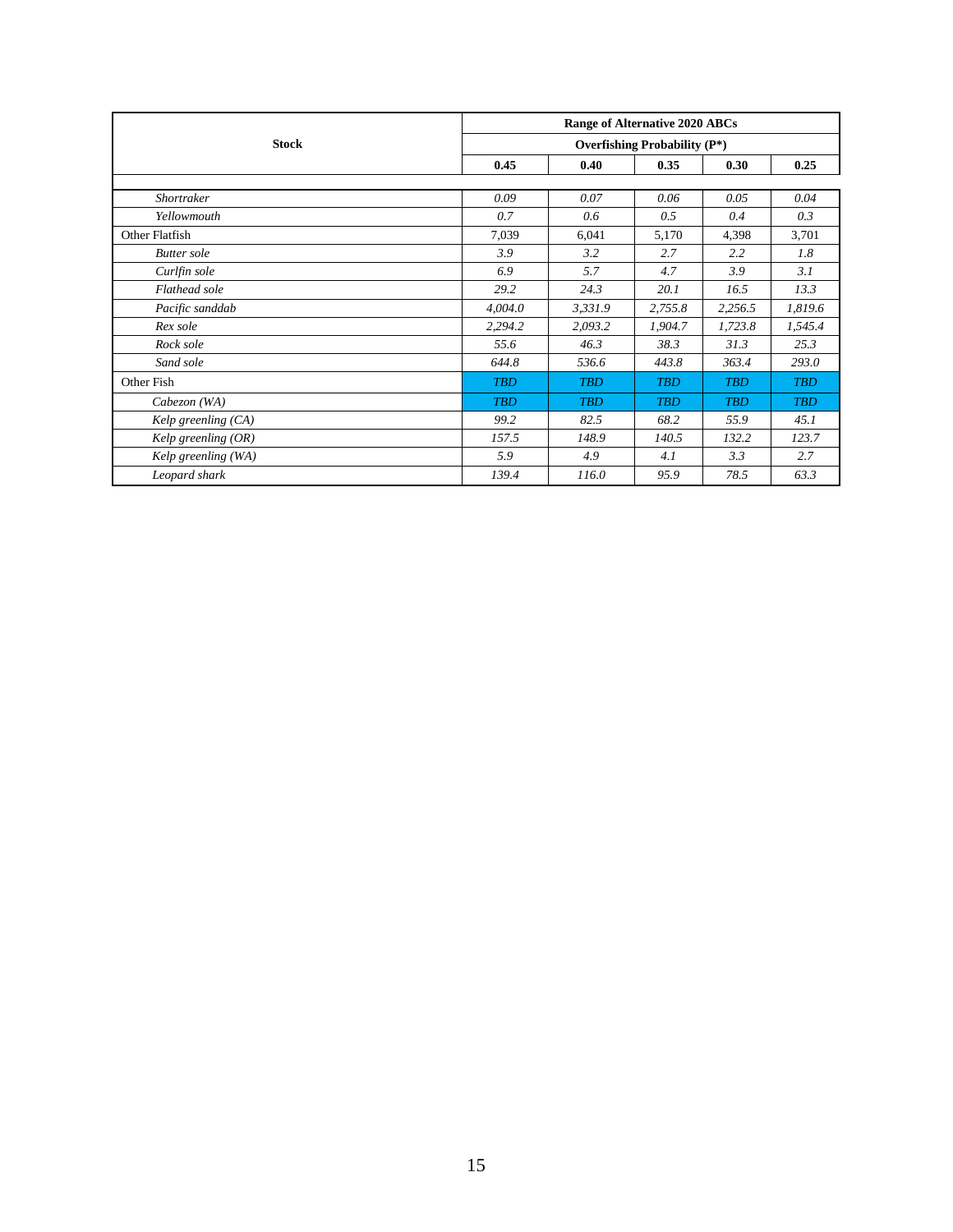| Stock | Range of Alternative 2020 ABCs | | | | |
|---|---|---|---|---|---|
| | Overfishing Probability (P*) | | | | |
| | 0.45 | 0.40 | 0.35 | 0.30 | 0.25 |
| | | | | | |
| *Shortraker* | *0.09* | *0.07* | *0.06* | *0.05* | *0.04* |
| *Yellowmouth* | *0.7* | *0.6* | *0.5* | *0.4* | *0.3* |
| Other Flatfish | 7,039 | 6,041 | 5,170 | 4,398 | 3,701 |
| *Butter sole* | *3.9* | *3.2* | *2.7* | *2.2* | *1.8* |
| *Curlfin sole* | *6.9* | *5.7* | *4.7* | *3.9* | *3.1* |
| *Flathead sole* | *29.2* | *24.3* | *20.1* | *16.5* | *13.3* |
| *Pacific sanddab* | *4,004.0* | *3,331.9* | *2,755.8* | *2,256.5* | *1,819.6* |
| *Rex sole* | *2,294.2* | *2,093.2* | *1,904.7* | *1,723.8* | *1,545.4* |
| *Rock sole* | *55.6* | *46.3* | *38.3* | *31.3* | *25.3* |
| *Sand sole* | *644.8* | *536.6* | *443.8* | *363.4* | *293.0* |
| Other Fish | *TBD* | *TBD* | *TBD* | *TBD* | *TBD* |
| *Cabezon (WA)* | *TBD* | *TBD* | *TBD* | *TBD* | *TBD* |
| *Kelp greenling (CA)* | *99.2* | *82.5* | *68.2* | *55.9* | *45.1* |
| *Kelp greenling (OR)* | *157.5* | *148.9* | *140.5* | *132.2* | *123.7* |
| *Kelp greenling (WA)* | *5.9* | *4.9* | *4.1* | *3.3* | *2.7* |
| *Leopard shark* | *139.4* | *116.0* | *95.9* | *78.5* | *63.3* |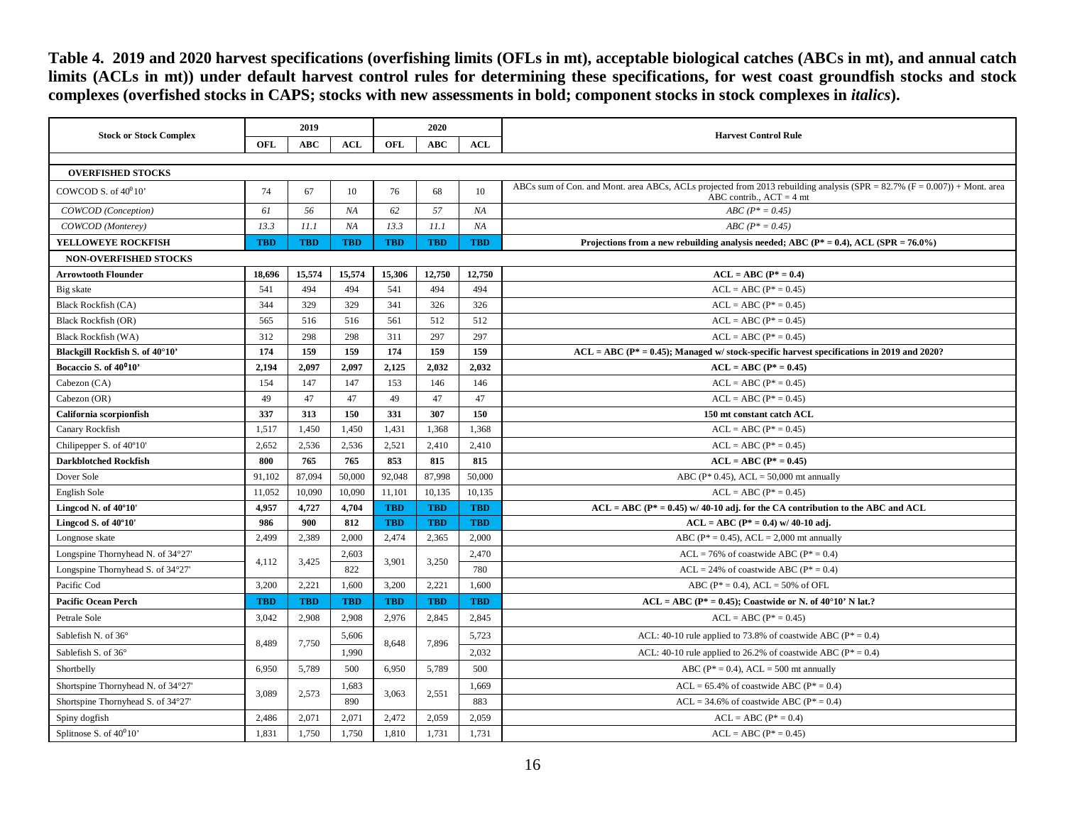**Table 4. 2019 and 2020 harvest specifications (overfishing limits (OFLs in mt), acceptable biological catches (ABCs in mt), and annual catch limits (ACLs in mt)) under default harvest control rules for determining these specifications, for west coast groundfish stocks and stock complexes (overfished stocks in CAPS; stocks with new assessments in bold; component stocks in stock complexes in *italics*).**

| Stock or Stock Complex | 2019 | | | 2020 | | | Harvest Control Rule |
|---|---|---|---|---|---|---|---|
| | OFL | ABC | ACL | OFL | ABC | ACL | |
| **OVERFISHED STOCKS** | | | | | | | |
| COWCOD S. of 40⁰10' | 74 | 67 | 10 | 76 | 68 | 10 | ABCs sum of Con. and Mont. area ABCs, ACLs projected from 2013 rebuilding analysis (SPR = 82.7% (F = 0.007)) + Mont. area ABC contrib., ACT = 4 mt |
| *COWCOD (Conception)* | *61* | *56* | *NA* | *62* | *57* | *NA* | *ABC (P\* = 0.45)* |
| *COWCOD (Monterey)* | *13.3* | *11.1* | *NA* | *13.3* | *11.1* | *NA* | *ABC (P\* = 0.45)* |
| **YELLOWEYE ROCKFISH** | **TBD** | **TBD** | **TBD** | **TBD** | **TBD** | **TBD** | **Projections from a new rebuilding analysis needed; ABC (P\* = 0.4), ACL (SPR = 76.0%)** |
| **NON-OVERFISHED STOCKS** | | | | | | | |
| **Arrowtooth Flounder** | **18,696** | **15,574** | **15,574** | **15,306** | **12,750** | **12,750** | **ACL = ABC (P\* = 0.4)** |
| Big skate | 541 | 494 | 494 | 541 | 494 | 494 | ACL = ABC (P\* = 0.45) |
| Black Rockfish (CA) | 344 | 329 | 329 | 341 | 326 | 326 | ACL = ABC (P\* = 0.45) |
| Black Rockfish (OR) | 565 | 516 | 516 | 561 | 512 | 512 | ACL = ABC (P\* = 0.45) |
| Black Rockfish (WA) | 312 | 298 | 298 | 311 | 297 | 297 | ACL = ABC (P\* = 0.45) |
| **Blackgill Rockfish S. of 40°10'** | **174** | **159** | **159** | **174** | **159** | **159** | **ACL = ABC (P\* = 0.45); Managed w/ stock-specific harvest specifications in 2019 and 2020?** |
| **Bocaccio S. of 40⁰10'** | **2,194** | **2,097** | **2,097** | **2,125** | **2,032** | **2,032** | **ACL = ABC (P\* = 0.45)** |
| Cabezon (CA) | 154 | 147 | 147 | 153 | 146 | 146 | ACL = ABC (P\* = 0.45) |
| Cabezon (OR) | 49 | 47 | 47 | 49 | 47 | 47 | ACL = ABC (P\* = 0.45) |
| **California scorpionfish** | **337** | **313** | **150** | **331** | **307** | **150** | **150 mt constant catch ACL** |
| Canary Rockfish | 1,517 | 1,450 | 1,450 | 1,431 | 1,368 | 1,368 | ACL = ABC (P\* = 0.45) |
| Chilipepper S. of 40°10' | 2,652 | 2,536 | 2,536 | 2,521 | 2,410 | 2,410 | ACL = ABC (P\* = 0.45) |
| **Darkblotched Rockfish** | **800** | **765** | **765** | **853** | **815** | **815** | **ACL = ABC (P\* = 0.45)** |
| Dover Sole | 91,102 | 87,094 | 50,000 | 92,048 | 87,998 | 50,000 | ABC (P\* 0.45), ACL = 50,000 mt annually |
| English Sole | 11,052 | 10,090 | 10,090 | 11,101 | 10,135 | 10,135 | ACL = ABC (P\* = 0.45) |
| **Lingcod N. of 40°10'** | **4,957** | **4,727** | **4,704** | **TBD** | **TBD** | **TBD** | **ACL = ABC (P\* = 0.45) w/ 40-10 adj. for the CA contribution to the ABC and ACL** |
| **Lingcod S. of 40°10'** | **986** | **900** | **812** | **TBD** | **TBD** | **TBD** | **ACL = ABC (P\* = 0.4) w/ 40-10 adj.** |
| Longnose skate | 2,499 | 2,389 | 2,000 | 2,474 | 2,365 | 2,000 | ABC (P\* = 0.45), ACL = 2,000 mt annually |
| Longspine Thornyhead N. of 34°27' | 4,112 | 3,425 | 2,603 | 3,901 | 3,250 | 2,470 | ACL = 76% of coastwide ABC (P\* = 0.4) |
| Longspine Thornyhead S. of 34°27' | | | 822 | | | 780 | ACL = 24% of coastwide ABC (P\* = 0.4) |
| Pacific Cod | 3,200 | 2,221 | 1,600 | 3,200 | 2,221 | 1,600 | ABC (P\* = 0.4), ACL = 50% of OFL |
| **Pacific Ocean Perch** | **TBD** | **TBD** | **TBD** | **TBD** | **TBD** | **TBD** | **ACL = ABC (P\* = 0.45); Coastwide or N. of 40°10' N lat.?** |
| Petrale Sole | 3,042 | 2,908 | 2,908 | 2,976 | 2,845 | 2,845 | ACL = ABC (P\* = 0.45) |
| Sablefish N. of 36° | 8,489 | 7,750 | 5,606 | 8,648 | 7,896 | 5,723 | ACL: 40-10 rule applied to 73.8% of coastwide ABC (P\* = 0.4) |
| Sablefish S. of 36° | | | 1,990 | | | 2,032 | ACL: 40-10 rule applied to 26.2% of coastwide ABC (P\* = 0.4) |
| Shortbelly | 6,950 | 5,789 | 500 | 6,950 | 5,789 | 500 | ABC (P\* = 0.4), ACL = 500 mt annually |
| Shortspine Thornyhead N. of 34°27' | 3,089 | 2,573 | 1,683 | 3,063 | 2,551 | 1,669 | ACL = 65.4% of coastwide ABC (P\* = 0.4) |
| Shortspine Thornyhead S. of 34°27' | | | 890 | | | 883 | ACL = 34.6% of coastwide ABC (P\* = 0.4) |
| Spiny dogfish | 2,486 | 2,071 | 2,071 | 2,472 | 2,059 | 2,059 | ACL = ABC (P\* = 0.4) |
| Splitnose S. of 40⁰10' | 1,831 | 1,750 | 1,750 | 1,810 | 1,731 | 1,731 | ACL = ABC (P\* = 0.45) |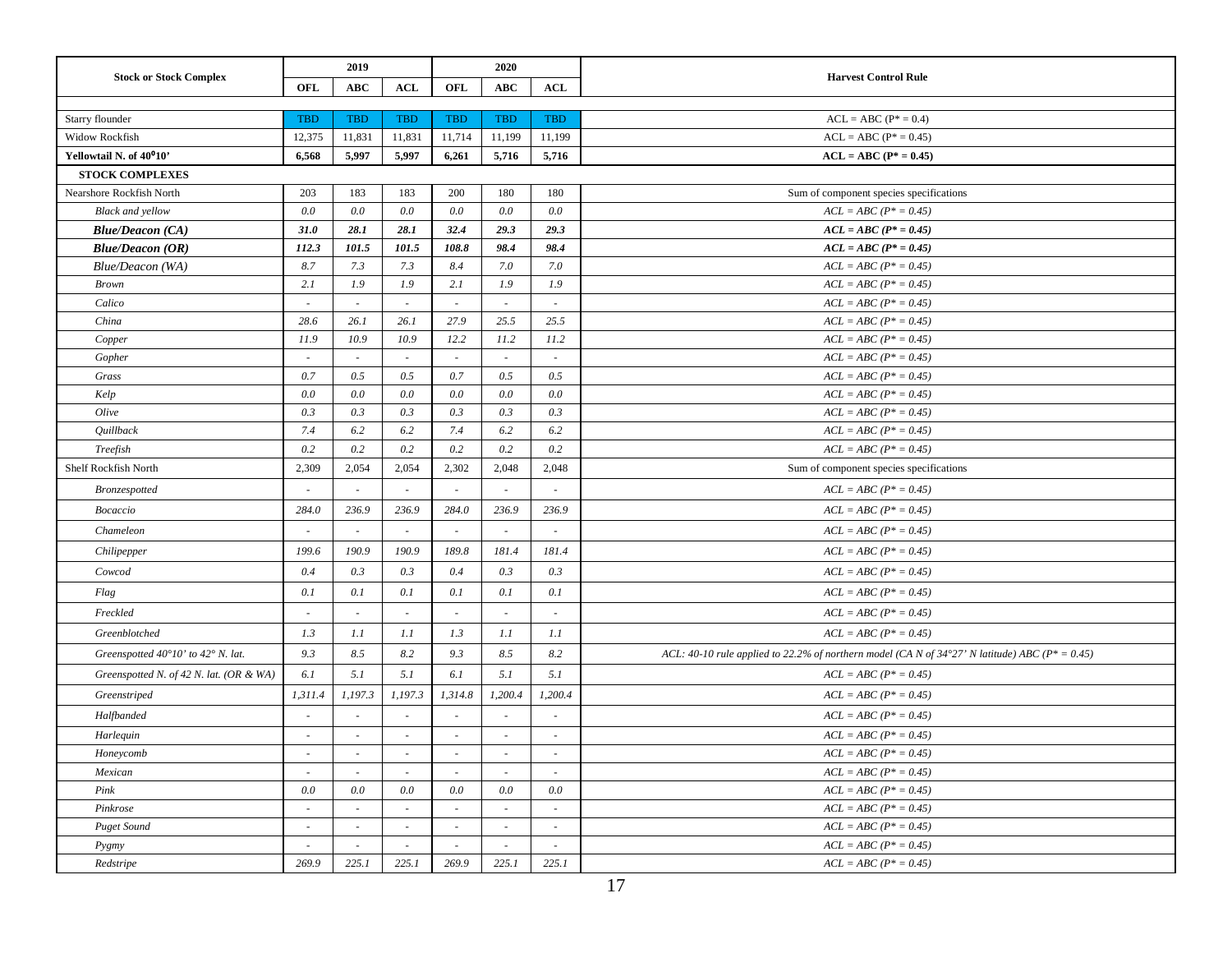| Stock or Stock Complex | 2019 | | | 2020 | | | Harvest Control Rule |
|---|---|---|---|---|---|---|---|
| | OFL | ABC | ACL | OFL | ABC | ACL | |
| Starry flounder | TBD | TBD | TBD | TBD | TBD | TBD | ACL = ABC (P* = 0.4) |
| Widow Rockfish | 12,375 | 11,831 | 11,831 | 11,714 | 11,199 | 11,199 | ACL = ABC (P* = 0.45) |
| **Yellowtail N. of 40°10'** | **6,568** | **5,997** | **5,997** | **6,261** | **5,716** | **5,716** | **ACL = ABC (P* = 0.45)** |
| **STOCK COMPLEXES** | | | | | | | |
| Nearshore Rockfish North | 203 | 183 | 183 | 200 | 180 | 180 | Sum of component species specifications |
| *Black and yellow* | *0.0* | *0.0* | *0.0* | *0.0* | *0.0* | *0.0* | *ACL = ABC (P* = 0.45)* |
| ***Blue/Deacon (CA)*** | ***31.0*** | ***28.1*** | ***28.1*** | ***32.4*** | ***29.3*** | ***29.3*** | ***ACL = ABC (P* = 0.45)*** |
| ***Blue/Deacon (OR)*** | ***112.3*** | ***101.5*** | ***101.5*** | ***108.8*** | ***98.4*** | ***98.4*** | ***ACL = ABC (P* = 0.45)*** |
| *Blue/Deacon (WA)* | *8.7* | *7.3* | *7.3* | *8.4* | *7.0* | *7.0* | *ACL = ABC (P* = 0.45)* |
| *Brown* | *2.1* | *1.9* | *1.9* | *2.1* | *1.9* | *1.9* | *ACL = ABC (P* = 0.45)* |
| *Calico* | - | - | - | - | - | - | *ACL = ABC (P* = 0.45)* |
| *China* | *28.6* | *26.1* | *26.1* | *27.9* | *25.5* | *25.5* | *ACL = ABC (P* = 0.45)* |
| *Copper* | *11.9* | *10.9* | *10.9* | *12.2* | *11.2* | *11.2* | *ACL = ABC (P* = 0.45)* |
| *Gopher* | - | - | - | - | - | - | *ACL = ABC (P* = 0.45)* |
| *Grass* | *0.7* | *0.5* | *0.5* | *0.7* | *0.5* | *0.5* | *ACL = ABC (P* = 0.45)* |
| *Kelp* | *0.0* | *0.0* | *0.0* | *0.0* | *0.0* | *0.0* | *ACL = ABC (P* = 0.45)* |
| *Olive* | *0.3* | *0.3* | *0.3* | *0.3* | *0.3* | *0.3* | *ACL = ABC (P* = 0.45)* |
| *Quillback* | *7.4* | *6.2* | *6.2* | *7.4* | *6.2* | *6.2* | *ACL = ABC (P* = 0.45)* |
| *Treefish* | *0.2* | *0.2* | *0.2* | *0.2* | *0.2* | *0.2* | *ACL = ABC (P* = 0.45)* |
| Shelf Rockfish North | 2,309 | 2,054 | 2,054 | 2,302 | 2,048 | 2,048 | Sum of component species specifications |
| *Bronzespotted* | - | - | - | - | - | - | *ACL = ABC (P* = 0.45)* |
| *Bocaccio* | *284.0* | *236.9* | *236.9* | *284.0* | *236.9* | *236.9* | *ACL = ABC (P* = 0.45)* |
| *Chameleon* | - | - | - | - | - | - | *ACL = ABC (P* = 0.45)* |
| *Chilipepper* | *199.6* | *190.9* | *190.9* | *189.8* | *181.4* | *181.4* | *ACL = ABC (P* = 0.45)* |
| *Cowcod* | *0.4* | *0.3* | *0.3* | *0.4* | *0.3* | *0.3* | *ACL = ABC (P* = 0.45)* |
| *Flag* | *0.1* | *0.1* | *0.1* | *0.1* | *0.1* | *0.1* | *ACL = ABC (P* = 0.45)* |
| *Freckled* | - | - | - | - | - | - | *ACL = ABC (P* = 0.45)* |
| *Greenblotched* | *1.3* | *1.1* | *1.1* | *1.3* | *1.1* | *1.1* | *ACL = ABC (P* = 0.45)* |
| *Greenspotted 40°10' to 42° N. lat.* | *9.3* | *8.5* | *8.2* | *9.3* | *8.5* | *8.2* | *ACL: 40-10 rule applied to 22.2% of northern model (CA N of 34°27' N latitude) ABC (P* = 0.45)* |
| *Greenspotted N. of 42 N. lat. (OR & WA)* | *6.1* | *5.1* | *5.1* | *6.1* | *5.1* | *5.1* | *ACL = ABC (P* = 0.45)* |
| *Greenstriped* | *1,311.4* | *1,197.3* | *1,197.3* | *1,314.8* | *1,200.4* | *1,200.4* | *ACL = ABC (P* = 0.45)* |
| *Halfbanded* | - | - | - | - | - | - | *ACL = ABC (P* = 0.45)* |
| *Harlequin* | - | - | - | - | - | - | *ACL = ABC (P* = 0.45)* |
| *Honeycomb* | - | - | - | - | - | - | *ACL = ABC (P* = 0.45)* |
| *Mexican* | - | - | - | - | - | - | *ACL = ABC (P* = 0.45)* |
| *Pink* | *0.0* | *0.0* | *0.0* | *0.0* | *0.0* | *0.0* | *ACL = ABC (P* = 0.45)* |
| *Pinkrose* | - | - | - | - | - | - | *ACL = ABC (P* = 0.45)* |
| *Puget Sound* | - | - | - | - | - | - | *ACL = ABC (P* = 0.45)* |
| *Pygmy* | - | - | - | - | - | - | *ACL = ABC (P* = 0.45)* |
| *Redstripe* | *269.9* | *225.1* | *225.1* | *269.9* | *225.1* | *225.1* | *ACL = ABC (P* = 0.45)* |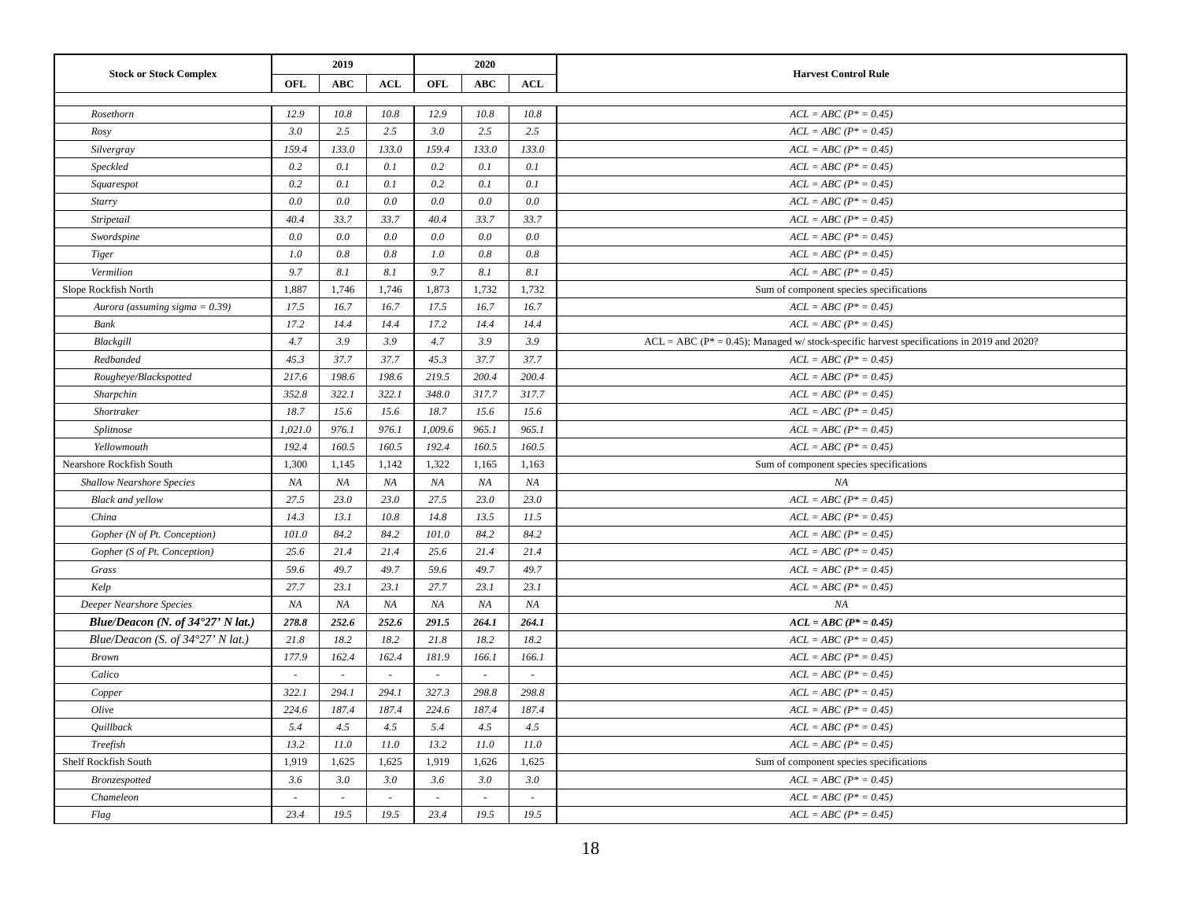| Stock or Stock Complex | 2019 | | | 2020 | | | Harvest Control Rule |
|---|---|---|---|---|---|---|---|
| | OFL | ABC | ACL | OFL | ABC | ACL | |
| *Rosethorn* | *12.9* | *10.8* | *10.8* | *12.9* | *10.8* | *10.8* | *ACL = ABC (P* = 0.45)* |
| *Rosy* | *3.0* | *2.5* | *2.5* | *3.0* | *2.5* | *2.5* | *ACL = ABC (P* = 0.45)* |
| *Silvergray* | *159.4* | *133.0* | *133.0* | *159.4* | *133.0* | *133.0* | *ACL = ABC (P* = 0.45)* |
| *Speckled* | *0.2* | *0.1* | *0.1* | *0.2* | *0.1* | *0.1* | *ACL = ABC (P* = 0.45)* |
| *Squarespot* | *0.2* | *0.1* | *0.1* | *0.2* | *0.1* | *0.1* | *ACL = ABC (P* = 0.45)* |
| *Starry* | *0.0* | *0.0* | *0.0* | *0.0* | *0.0* | *0.0* | *ACL = ABC (P* = 0.45)* |
| *Stripetail* | *40.4* | *33.7* | *33.7* | *40.4* | *33.7* | *33.7* | *ACL = ABC (P* = 0.45)* |
| *Swordspine* | *0.0* | *0.0* | *0.0* | *0.0* | *0.0* | *0.0* | *ACL = ABC (P* = 0.45)* |
| *Tiger* | *1.0* | *0.8* | *0.8* | *1.0* | *0.8* | *0.8* | *ACL = ABC (P* = 0.45)* |
| *Vermilion* | *9.7* | *8.1* | *8.1* | *9.7* | *8.1* | *8.1* | *ACL = ABC (P* = 0.45)* |
| Slope Rockfish North | 1,887 | 1,746 | 1,746 | 1,873 | 1,732 | 1,732 | Sum of component species specifications |
| *Aurora (assuming sigma = 0.39)* | *17.5* | *16.7* | *16.7* | *17.5* | *16.7* | *16.7* | *ACL = ABC (P* = 0.45)* |
| *Bank* | *17.2* | *14.4* | *14.4* | *17.2* | *14.4* | *14.4* | *ACL = ABC (P* = 0.45)* |
| *Blackgill* | *4.7* | *3.9* | *3.9* | *4.7* | *3.9* | *3.9* | ACL = ABC (P* = 0.45); Managed w/ stock-specific harvest specifications in 2019 and 2020? |
| *Redbanded* | *45.3* | *37.7* | *37.7* | *45.3* | *37.7* | *37.7* | *ACL = ABC (P* = 0.45)* |
| *Rougheye/Blackspotted* | *217.6* | *198.6* | *198.6* | *219.5* | *200.4* | *200.4* | *ACL = ABC (P* = 0.45)* |
| *Sharpchin* | *352.8* | *322.1* | *322.1* | *348.0* | *317.7* | *317.7* | *ACL = ABC (P* = 0.45)* |
| *Shortraker* | *18.7* | *15.6* | *15.6* | *18.7* | *15.6* | *15.6* | *ACL = ABC (P* = 0.45)* |
| *Splitnose* | *1,021.0* | *976.1* | *976.1* | *1,009.6* | *965.1* | *965.1* | *ACL = ABC (P* = 0.45)* |
| *Yellowmouth* | *192.4* | *160.5* | *160.5* | *192.4* | *160.5* | *160.5* | *ACL = ABC (P* = 0.45)* |
| Nearshore Rockfish South | 1,300 | 1,145 | 1,142 | 1,322 | 1,165 | 1,163 | Sum of component species specifications |
| *Shallow Nearshore Species* | *NA* | *NA* | *NA* | *NA* | *NA* | *NA* | *NA* |
| *Black and yellow* | *27.5* | *23.0* | *23.0* | *27.5* | *23.0* | *23.0* | *ACL = ABC (P* = 0.45)* |
| *China* | *14.3* | *13.1* | *10.8* | *14.8* | *13.5* | *11.5* | *ACL = ABC (P* = 0.45)* |
| *Gopher (N of Pt. Conception)* | *101.0* | *84.2* | *84.2* | *101.0* | *84.2* | *84.2* | *ACL = ABC (P* = 0.45)* |
| *Gopher (S of Pt. Conception)* | *25.6* | *21.4* | *21.4* | *25.6* | *21.4* | *21.4* | *ACL = ABC (P* = 0.45)* |
| *Grass* | *59.6* | *49.7* | *49.7* | *59.6* | *49.7* | *49.7* | *ACL = ABC (P* = 0.45)* |
| *Kelp* | *27.7* | *23.1* | *23.1* | *27.7* | *23.1* | *23.1* | *ACL = ABC (P* = 0.45)* |
| *Deeper Nearshore Species* | *NA* | *NA* | *NA* | *NA* | *NA* | *NA* | *NA* |
| ***Blue/Deacon (N. of 34°27' N lat.)*** | ***278.8*** | ***252.6*** | ***252.6*** | ***291.5*** | ***264.1*** | ***264.1*** | ***ACL = ABC (P* = 0.45)*** |
| *Blue/Deacon (S. of 34°27' N lat.)* | *21.8* | *18.2* | *18.2* | *21.8* | *18.2* | *18.2* | *ACL = ABC (P* = 0.45)* |
| *Brown* | *177.9* | *162.4* | *162.4* | *181.9* | *166.1* | *166.1* | *ACL = ABC (P* = 0.45)* |
| *Calico* | - | - | - | - | - | - | *ACL = ABC (P* = 0.45)* |
| *Copper* | *322.1* | *294.1* | *294.1* | *327.3* | *298.8* | *298.8* | *ACL = ABC (P* = 0.45)* |
| *Olive* | *224.6* | *187.4* | *187.4* | *224.6* | *187.4* | *187.4* | *ACL = ABC (P* = 0.45)* |
| *Quillback* | *5.4* | *4.5* | *4.5* | *5.4* | *4.5* | *4.5* | *ACL = ABC (P* = 0.45)* |
| *Treefish* | *13.2* | *11.0* | *11.0* | *13.2* | *11.0* | *11.0* | *ACL = ABC (P* = 0.45)* |
| Shelf Rockfish South | 1,919 | 1,625 | 1,625 | 1,919 | 1,626 | 1,625 | Sum of component species specifications |
| *Bronzespotted* | *3.6* | *3.0* | *3.0* | *3.6* | *3.0* | *3.0* | *ACL = ABC (P* = 0.45)* |
| *Chameleon* | - | - | - | - | - | - | *ACL = ABC (P* = 0.45)* |
| *Flag* | *23.4* | *19.5* | *19.5* | *23.4* | *19.5* | *19.5* | *ACL = ABC (P* = 0.45)* |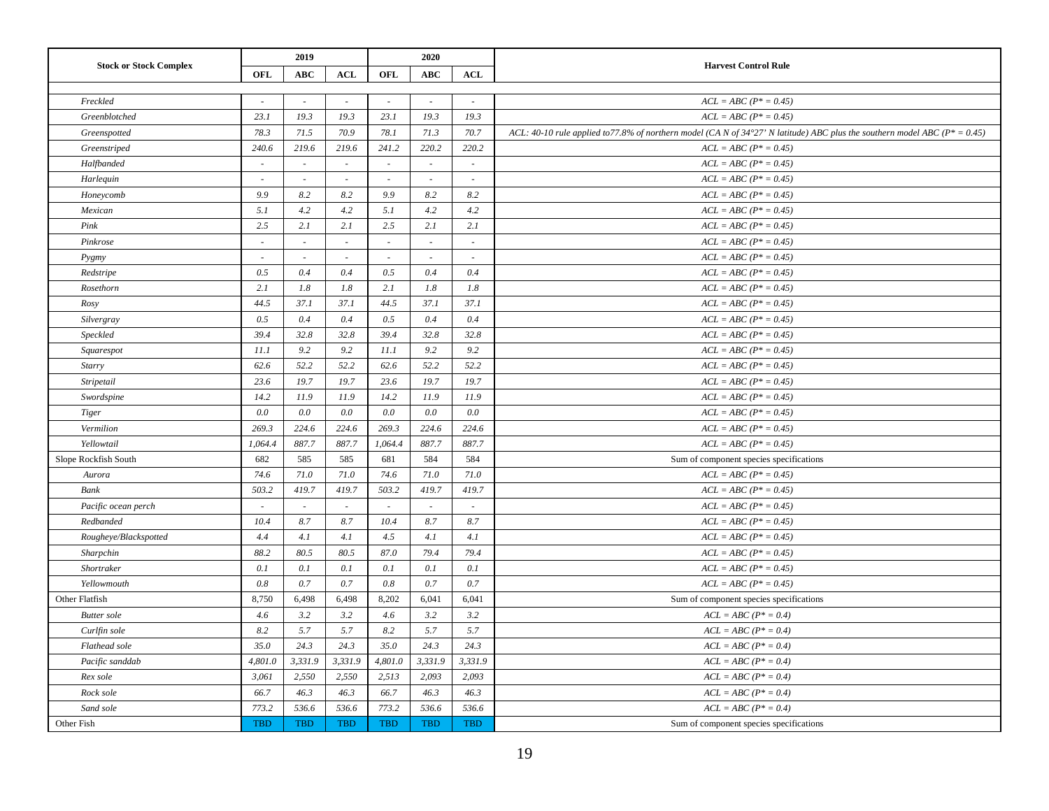| Stock or Stock Complex | 2019 | | | 2020 | | | Harvest Control Rule |
|---|---|---|---|---|---|---|---|
| | OFL | ABC | ACL | OFL | ABC | ACL | |
| | | | | | | | |
| *Freckled* | - | - | - | - | - | - | *ACL = ABC (P* = 0.45)* |
| *Greenblotched* | *23.1* | *19.3* | *19.3* | *23.1* | *19.3* | *19.3* | *ACL = ABC (P* = 0.45)* |
| *Greenspotted* | *78.3* | *71.5* | *70.9* | *78.1* | *71.3* | *70.7* | *ACL: 40-10 rule applied to77.8% of northern model (CA N of 34°27' N latitude) ABC plus the southern model ABC (P* = 0.45)* |
| *Greenstriped* | *240.6* | *219.6* | *219.6* | *241.2* | *220.2* | *220.2* | *ACL = ABC (P* = 0.45)* |
| *Halfbanded* | - | - | - | - | - | - | *ACL = ABC (P* = 0.45)* |
| *Harlequin* | - | - | - | - | - | - | *ACL = ABC (P* = 0.45)* |
| *Honeycomb* | *9.9* | *8.2* | *8.2* | *9.9* | *8.2* | *8.2* | *ACL = ABC (P* = 0.45)* |
| *Mexican* | *5.1* | *4.2* | *4.2* | *5.1* | *4.2* | *4.2* | *ACL = ABC (P* = 0.45)* |
| *Pink* | *2.5* | *2.1* | *2.1* | *2.5* | *2.1* | *2.1* | *ACL = ABC (P* = 0.45)* |
| *Pinkrose* | - | - | - | - | - | - | *ACL = ABC (P* = 0.45)* |
| *Pygmy* | - | - | - | - | - | - | *ACL = ABC (P* = 0.45)* |
| *Redstripe* | *0.5* | *0.4* | *0.4* | *0.5* | *0.4* | *0.4* | *ACL = ABC (P* = 0.45)* |
| *Rosethorn* | *2.1* | *1.8* | *1.8* | *2.1* | *1.8* | *1.8* | *ACL = ABC (P* = 0.45)* |
| *Rosy* | *44.5* | *37.1* | *37.1* | *44.5* | *37.1* | *37.1* | *ACL = ABC (P* = 0.45)* |
| *Silvergray* | *0.5* | *0.4* | *0.4* | *0.5* | *0.4* | *0.4* | *ACL = ABC (P* = 0.45)* |
| *Speckled* | *39.4* | *32.8* | *32.8* | *39.4* | *32.8* | *32.8* | *ACL = ABC (P* = 0.45)* |
| *Squarespot* | *11.1* | *9.2* | *9.2* | *11.1* | *9.2* | *9.2* | *ACL = ABC (P* = 0.45)* |
| *Starry* | *62.6* | *52.2* | *52.2* | *62.6* | *52.2* | *52.2* | *ACL = ABC (P* = 0.45)* |
| *Stripetail* | *23.6* | *19.7* | *19.7* | *23.6* | *19.7* | *19.7* | *ACL = ABC (P* = 0.45)* |
| *Swordspine* | *14.2* | *11.9* | *11.9* | *14.2* | *11.9* | *11.9* | *ACL = ABC (P* = 0.45)* |
| *Tiger* | *0.0* | *0.0* | *0.0* | *0.0* | *0.0* | *0.0* | *ACL = ABC (P* = 0.45)* |
| *Vermilion* | *269.3* | *224.6* | *224.6* | *269.3* | *224.6* | *224.6* | *ACL = ABC (P* = 0.45)* |
| *Yellowtail* | *1,064.4* | *887.7* | *887.7* | *1,064.4* | *887.7* | *887.7* | *ACL = ABC (P* = 0.45)* |
| Slope Rockfish South | 682 | 585 | 585 | 681 | 584 | 584 | Sum of component species specifications |
| *Aurora* | *74.6* | *71.0* | *71.0* | *74.6* | *71.0* | *71.0* | *ACL = ABC (P* = 0.45)* |
| *Bank* | *503.2* | *419.7* | *419.7* | *503.2* | *419.7* | *419.7* | *ACL = ABC (P* = 0.45)* |
| *Pacific ocean perch* | - | - | - | - | - | - | *ACL = ABC (P* = 0.45)* |
| *Redbanded* | *10.4* | *8.7* | *8.7* | *10.4* | *8.7* | *8.7* | *ACL = ABC (P* = 0.45)* |
| *Rougheye/Blackspotted* | *4.4* | *4.1* | *4.1* | *4.5* | *4.1* | *4.1* | *ACL = ABC (P* = 0.45)* |
| *Sharpchin* | *88.2* | *80.5* | *80.5* | *87.0* | *79.4* | *79.4* | *ACL = ABC (P* = 0.45)* |
| *Shortraker* | *0.1* | *0.1* | *0.1* | *0.1* | *0.1* | *0.1* | *ACL = ABC (P* = 0.45)* |
| *Yellowmouth* | *0.8* | *0.7* | *0.7* | *0.8* | *0.7* | *0.7* | *ACL = ABC (P* = 0.45)* |
| Other Flatfish | 8,750 | 6,498 | 6,498 | 8,202 | 6,041 | 6,041 | Sum of component species specifications |
| *Butter sole* | *4.6* | *3.2* | *3.2* | *4.6* | *3.2* | *3.2* | *ACL = ABC (P* = 0.4)* |
| *Curlfin sole* | *8.2* | *5.7* | *5.7* | *8.2* | *5.7* | *5.7* | *ACL = ABC (P* = 0.4)* |
| *Flathead sole* | *35.0* | *24.3* | *24.3* | *35.0* | *24.3* | *24.3* | *ACL = ABC (P* = 0.4)* |
| *Pacific sanddab* | *4,801.0* | *3,331.9* | *3,331.9* | *4,801.0* | *3,331.9* | *3,331.9* | *ACL = ABC (P* = 0.4)* |
| *Rex sole* | *3,061* | *2,550* | *2,550* | *2,513* | *2,093* | *2,093* | *ACL = ABC (P* = 0.4)* |
| *Rock sole* | *66.7* | *46.3* | *46.3* | *66.7* | *46.3* | *46.3* | *ACL = ABC (P* = 0.4)* |
| *Sand sole* | *773.2* | *536.6* | *536.6* | *773.2* | *536.6* | *536.6* | *ACL = ABC (P* = 0.4)* |
| Other Fish | TBD | TBD | TBD | TBD | TBD | TBD | Sum of component species specifications |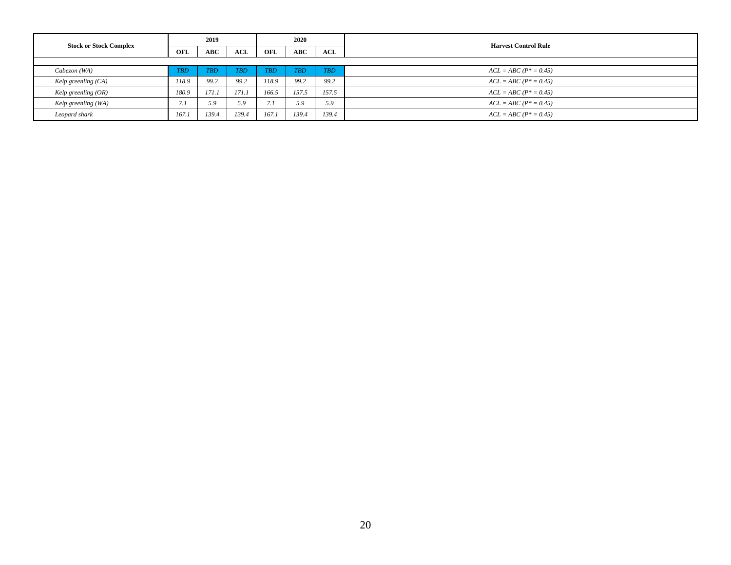| Stock or Stock Complex | 2019 | | | 2020 | | | Harvest Control Rule |
|---|---|---|---|---|---|---|---|
| | OFL | ABC | ACL | OFL | ABC | ACL | |
| | | | | | | | |
| *Cabezon (WA)* | *TBD* | *TBD* | *TBD* | *TBD* | *TBD* | *TBD* | *ACL = ABC (P* = 0.45)* |
| *Kelp greenling (CA)* | *118.9* | *99.2* | *99.2* | *118.9* | *99.2* | *99.2* | *ACL = ABC (P* = 0.45)* |
| *Kelp greenling (OR)* | *180.9* | *171.1* | *171.1* | *166.5* | *157.5* | *157.5* | *ACL = ABC (P* = 0.45)* |
| *Kelp greenling (WA)* | *7.1* | *5.9* | *5.9* | *7.1* | *5.9* | *5.9* | *ACL = ABC (P* = 0.45)* |
| *Leopard shark* | *167.1* | *139.4* | *139.4* | *167.1* | *139.4* | *139.4* | *ACL = ABC (P* = 0.45)* |